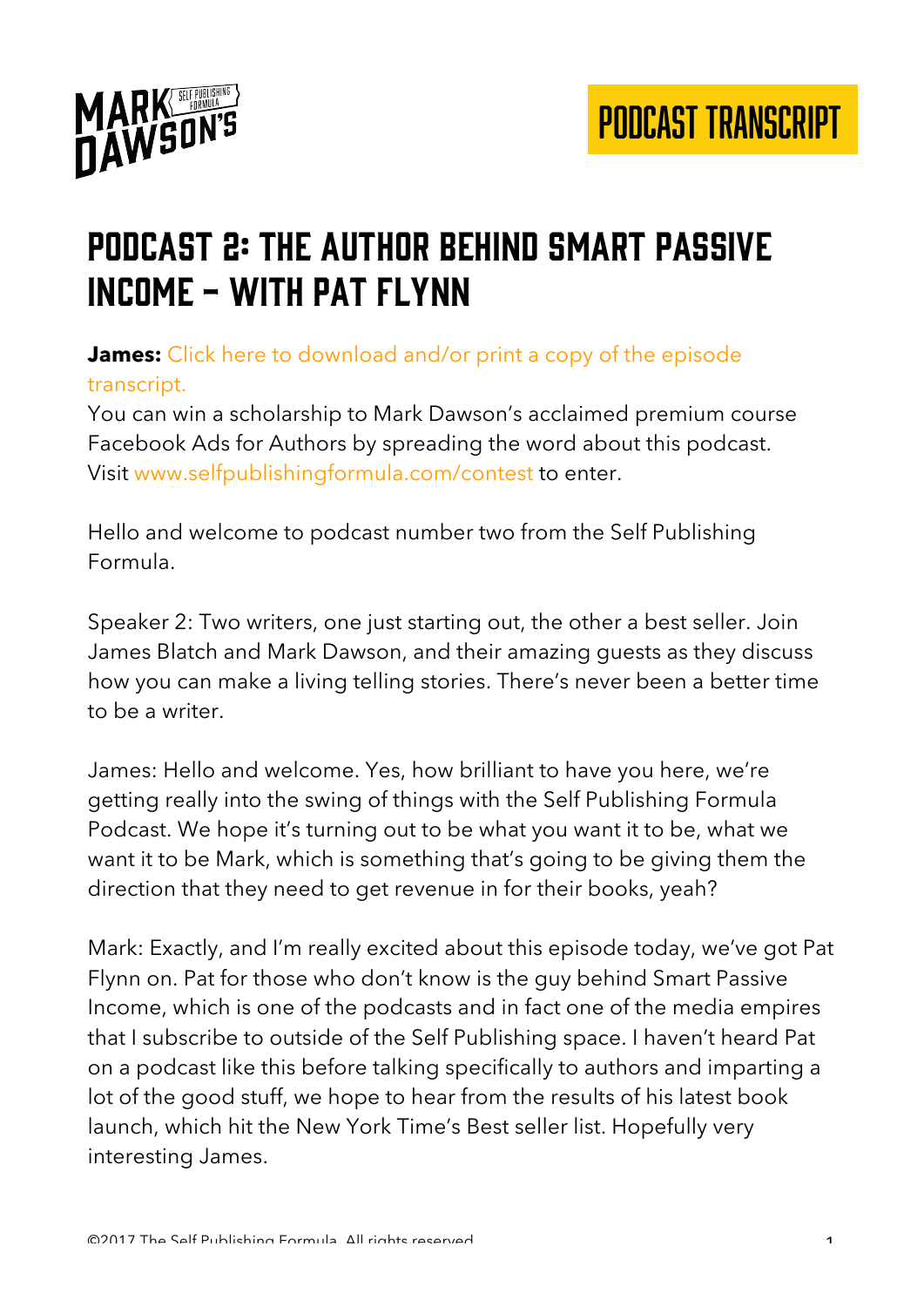# PODCAST 2: THE AUTHOR BEHIND SMART PASSIVE INCOME – WITH PAT FLYNN

**James:** Click here to download and/or print a copy of the episode transcript.
You can win a scholarship to Mark Dawson's acclaimed premium course Facebook Ads for Authors by spreading the word about this podcast. Visit www.selfpublishingformula.com/contest to enter.

Hello and welcome to podcast number two from the Self Publishing Formula.

Speaker 2: Two writers, one just starting out, the other a best seller. Join James Blatch and Mark Dawson, and their amazing guests as they discuss how you can make a living telling stories. There's never been a better time to be a writer.

James: Hello and welcome. Yes, how brilliant to have you here, we're getting really into the swing of things with the Self Publishing Formula Podcast. We hope it's turning out to be what you want it to be, what we want it to be Mark, which is something that's going to be giving them the direction that they need to get revenue in for their books, yeah?

Mark: Exactly, and I'm really excited about this episode today, we've got Pat Flynn on. Pat for those who don't know is the guy behind Smart Passive Income, which is one of the podcasts and in fact one of the media empires that I subscribe to outside of the Self Publishing space. I haven't heard Pat on a podcast like this before talking specifically to authors and imparting a lot of the good stuff, we hope to hear from the results of his latest book launch, which hit the New York Time's Best seller list. Hopefully very interesting James.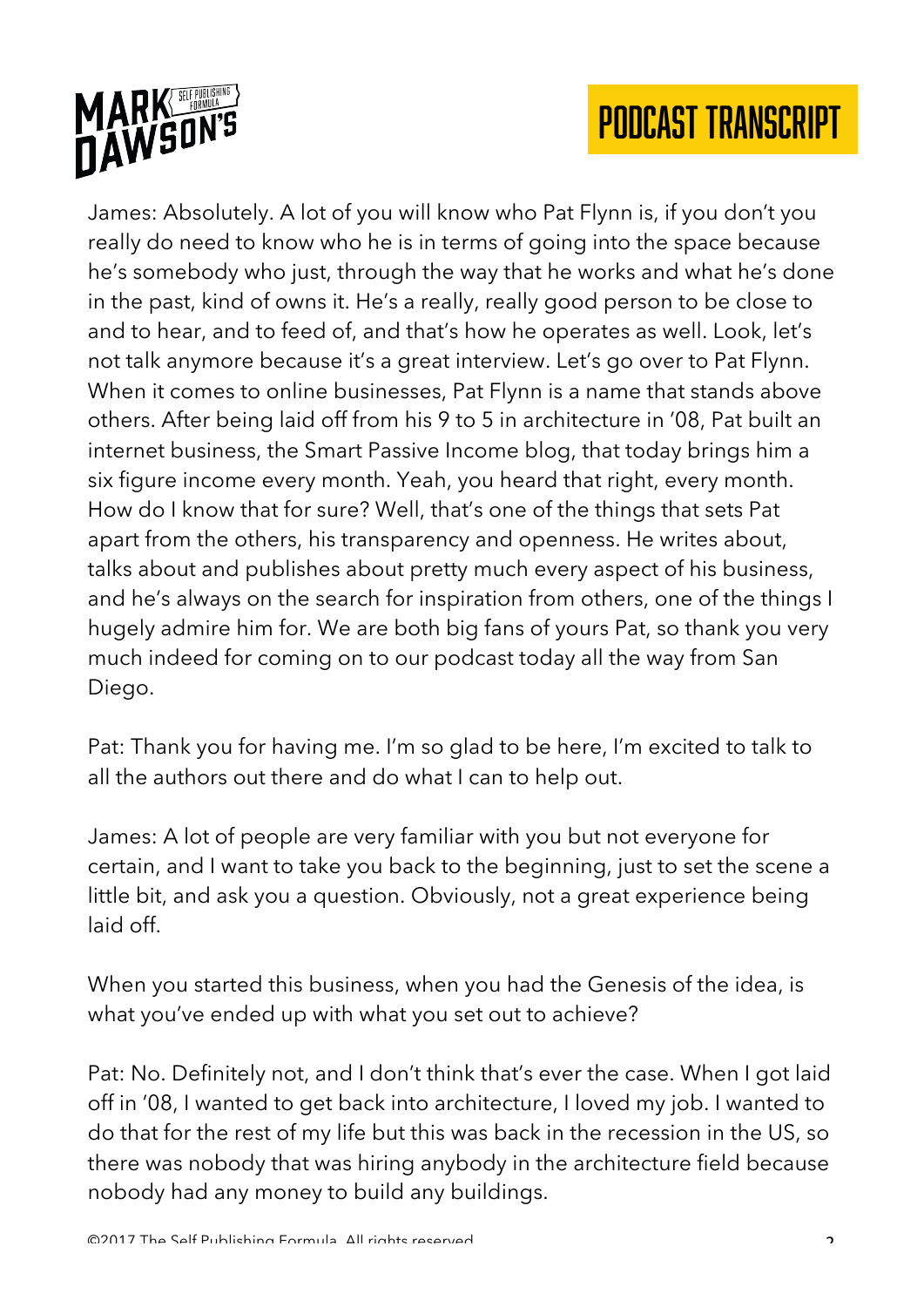James: Absolutely. A lot of you will know who Pat Flynn is, if you don't you really do need to know who he is in terms of going into the space because he's somebody who just, through the way that he works and what he's done in the past, kind of owns it. He's a really, really good person to be close to and to hear, and to feed of, and that's how he operates as well. Look, let's not talk anymore because it's a great interview. Let's go over to Pat Flynn. When it comes to online businesses, Pat Flynn is a name that stands above others. After being laid off from his 9 to 5 in architecture in '08, Pat built an internet business, the Smart Passive Income blog, that today brings him a six figure income every month. Yeah, you heard that right, every month. How do I know that for sure? Well, that's one of the things that sets Pat apart from the others, his transparency and openness. He writes about, talks about and publishes about pretty much every aspect of his business, and he's always on the search for inspiration from others, one of the things I hugely admire him for. We are both big fans of yours Pat, so thank you very much indeed for coming on to our podcast today all the way from San Diego.

Pat: Thank you for having me. I'm so glad to be here, I'm excited to talk to all the authors out there and do what I can to help out.

James: A lot of people are very familiar with you but not everyone for certain, and I want to take you back to the beginning, just to set the scene a little bit, and ask you a question. Obviously, not a great experience being laid off.

When you started this business, when you had the Genesis of the idea, is what you've ended up with what you set out to achieve?

Pat: No. Definitely not, and I don't think that's ever the case. When I got laid off in '08, I wanted to get back into architecture, I loved my job. I wanted to do that for the rest of my life but this was back in the recession in the US, so there was nobody that was hiring anybody in the architecture field because nobody had any money to build any buildings.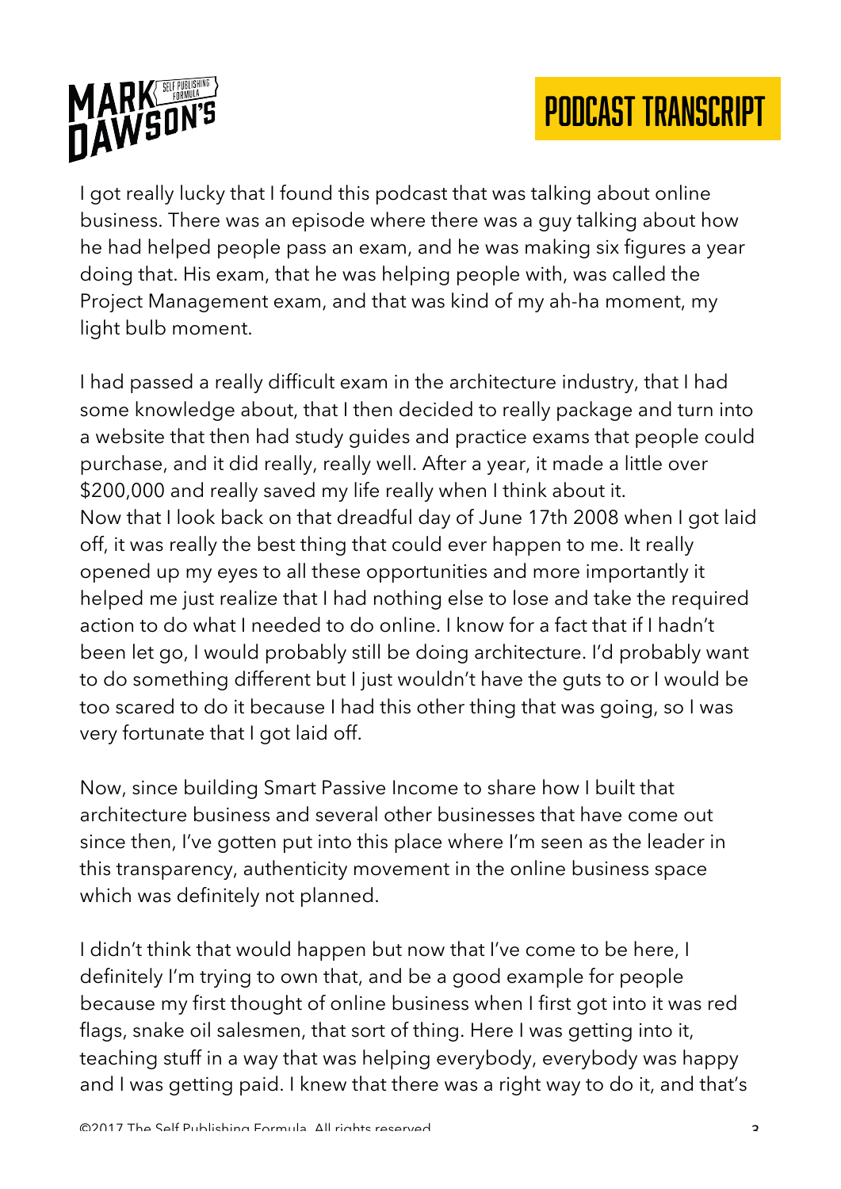I got really lucky that I found this podcast that was talking about online business. There was an episode where there was a guy talking about how he had helped people pass an exam, and he was making six figures a year doing that. His exam, that he was helping people with, was called the Project Management exam, and that was kind of my ah-ha moment, my light bulb moment.

I had passed a really difficult exam in the architecture industry, that I had some knowledge about, that I then decided to really package and turn into a website that then had study guides and practice exams that people could purchase, and it did really, really well. After a year, it made a little over $200,000 and really saved my life really when I think about it. Now that I look back on that dreadful day of June 17th 2008 when I got laid off, it was really the best thing that could ever happen to me. It really opened up my eyes to all these opportunities and more importantly it helped me just realize that I had nothing else to lose and take the required action to do what I needed to do online. I know for a fact that if I hadn't been let go, I would probably still be doing architecture. I'd probably want to do something different but I just wouldn't have the guts to or I would be too scared to do it because I had this other thing that was going, so I was very fortunate that I got laid off.

Now, since building Smart Passive Income to share how I built that architecture business and several other businesses that have come out since then, I've gotten put into this place where I'm seen as the leader in this transparency, authenticity movement in the online business space which was definitely not planned.

I didn't think that would happen but now that I've come to be here, I definitely I'm trying to own that, and be a good example for people because my first thought of online business when I first got into it was red flags, snake oil salesmen, that sort of thing. Here I was getting into it, teaching stuff in a way that was helping everybody, everybody was happy and I was getting paid. I knew that there was a right way to do it, and that's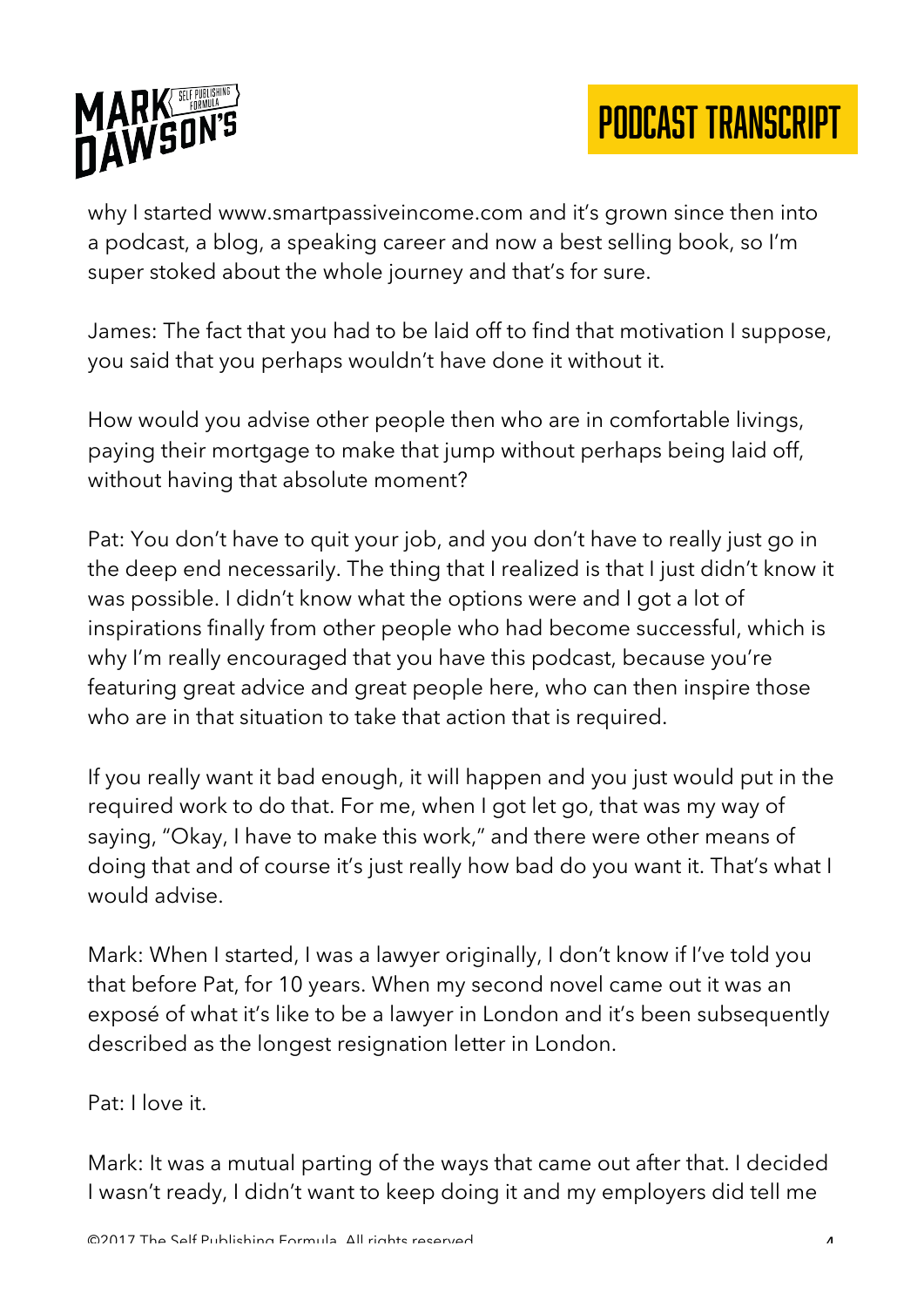why I started www.smartpassiveincome.com and it's grown since then into a podcast, a blog, a speaking career and now a best selling book, so I'm super stoked about the whole journey and that's for sure.

James: The fact that you had to be laid off to find that motivation I suppose, you said that you perhaps wouldn't have done it without it.

How would you advise other people then who are in comfortable livings, paying their mortgage to make that jump without perhaps being laid off, without having that absolute moment?

Pat: You don't have to quit your job, and you don't have to really just go in the deep end necessarily. The thing that I realized is that I just didn't know it was possible. I didn't know what the options were and I got a lot of inspirations finally from other people who had become successful, which is why I'm really encouraged that you have this podcast, because you're featuring great advice and great people here, who can then inspire those who are in that situation to take that action that is required.

If you really want it bad enough, it will happen and you just would put in the required work to do that. For me, when I got let go, that was my way of saying, "Okay, I have to make this work," and there were other means of doing that and of course it's just really how bad do you want it. That's what I would advise.

Mark: When I started, I was a lawyer originally, I don't know if I've told you that before Pat, for 10 years. When my second novel came out it was an exposé of what it's like to be a lawyer in London and it's been subsequently described as the longest resignation letter in London.

Pat: I love it.

Mark: It was a mutual parting of the ways that came out after that. I decided I wasn't ready, I didn't want to keep doing it and my employers did tell me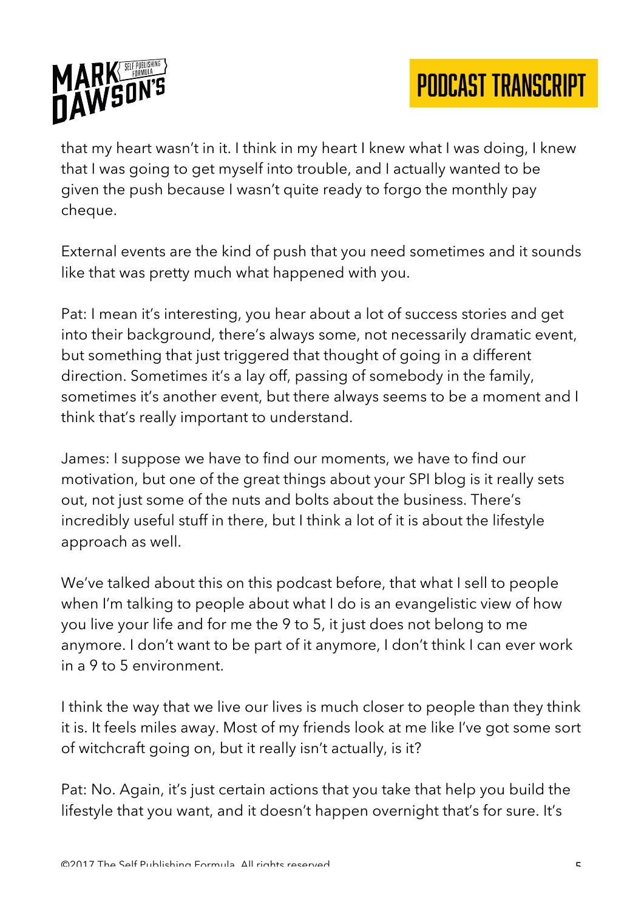that my heart wasn't in it. I think in my heart I knew what I was doing, I knew that I was going to get myself into trouble, and I actually wanted to be given the push because I wasn't quite ready to forgo the monthly pay cheque.

External events are the kind of push that you need sometimes and it sounds like that was pretty much what happened with you.

Pat: I mean it's interesting, you hear about a lot of success stories and get into their background, there's always some, not necessarily dramatic event, but something that just triggered that thought of going in a different direction. Sometimes it's a lay off, passing of somebody in the family, sometimes it's another event, but there always seems to be a moment and I think that's really important to understand.

James: I suppose we have to find our moments, we have to find our motivation, but one of the great things about your SPI blog is it really sets out, not just some of the nuts and bolts about the business. There's incredibly useful stuff in there, but I think a lot of it is about the lifestyle approach as well.

We've talked about this on this podcast before, that what I sell to people when I'm talking to people about what I do is an evangelistic view of how you live your life and for me the 9 to 5, it just does not belong to me anymore. I don't want to be part of it anymore, I don't think I can ever work in a 9 to 5 environment.

I think the way that we live our lives is much closer to people than they think it is. It feels miles away. Most of my friends look at me like I've got some sort of witchcraft going on, but it really isn't actually, is it?

Pat: No. Again, it's just certain actions that you take that help you build the lifestyle that you want, and it doesn't happen overnight that's for sure. It's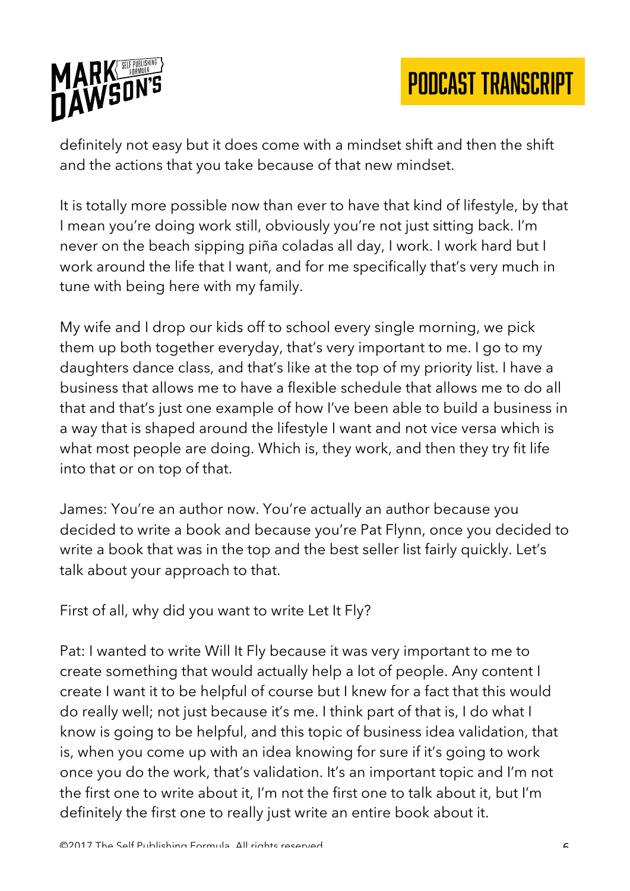definitely not easy but it does come with a mindset shift and then the shift and the actions that you take because of that new mindset.

It is totally more possible now than ever to have that kind of lifestyle, by that I mean you're doing work still, obviously you're not just sitting back. I'm never on the beach sipping piña coladas all day, I work. I work hard but I work around the life that I want, and for me specifically that's very much in tune with being here with my family.

My wife and I drop our kids off to school every single morning, we pick them up both together everyday, that's very important to me. I go to my daughters dance class, and that's like at the top of my priority list. I have a business that allows me to have a flexible schedule that allows me to do all that and that's just one example of how I've been able to build a business in a way that is shaped around the lifestyle I want and not vice versa which is what most people are doing. Which is, they work, and then they try fit life into that or on top of that.

James: You're an author now. You're actually an author because you decided to write a book and because you're Pat Flynn, once you decided to write a book that was in the top and the best seller list fairly quickly. Let's talk about your approach to that.

First of all, why did you want to write Let It Fly?

Pat: I wanted to write Will It Fly because it was very important to me to create something that would actually help a lot of people. Any content I create I want it to be helpful of course but I knew for a fact that this would do really well; not just because it's me. I think part of that is, I do what I know is going to be helpful, and this topic of business idea validation, that is, when you come up with an idea knowing for sure if it's going to work once you do the work, that's validation. It's an important topic and I'm not the first one to write about it, I'm not the first one to talk about it, but I'm definitely the first one to really just write an entire book about it.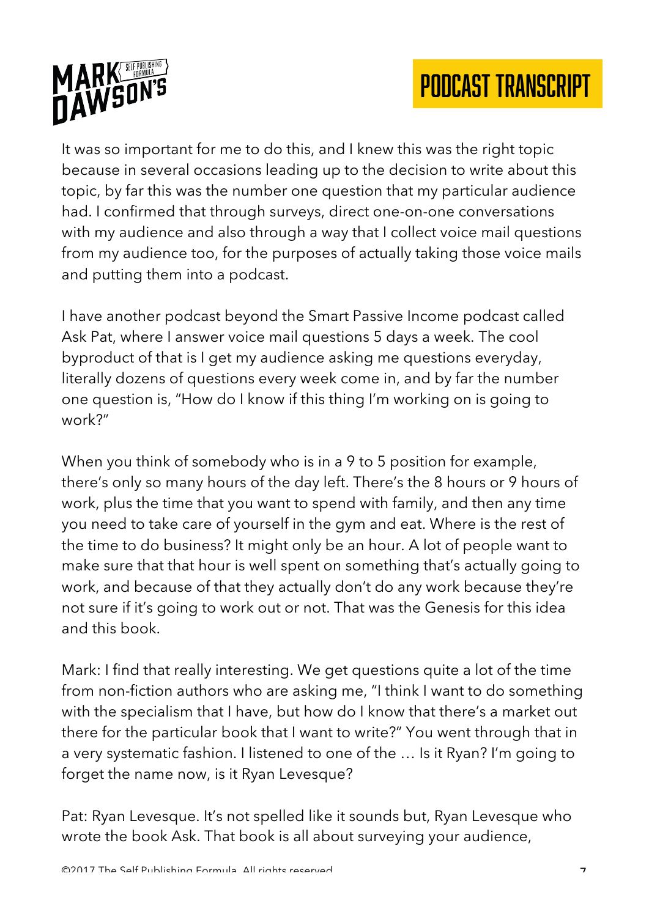It was so important for me to do this, and I knew this was the right topic because in several occasions leading up to the decision to write about this topic, by far this was the number one question that my particular audience had. I confirmed that through surveys, direct one-on-one conversations with my audience and also through a way that I collect voice mail questions from my audience too, for the purposes of actually taking those voice mails and putting them into a podcast.

I have another podcast beyond the Smart Passive Income podcast called Ask Pat, where I answer voice mail questions 5 days a week. The cool byproduct of that is I get my audience asking me questions everyday, literally dozens of questions every week come in, and by far the number one question is, "How do I know if this thing I'm working on is going to work?"

When you think of somebody who is in a 9 to 5 position for example, there's only so many hours of the day left. There's the 8 hours or 9 hours of work, plus the time that you want to spend with family, and then any time you need to take care of yourself in the gym and eat. Where is the rest of the time to do business? It might only be an hour. A lot of people want to make sure that that hour is well spent on something that's actually going to work, and because of that they actually don't do any work because they're not sure if it's going to work out or not. That was the Genesis for this idea and this book.

Mark: I find that really interesting. We get questions quite a lot of the time from non-fiction authors who are asking me, "I think I want to do something with the specialism that I have, but how do I know that there's a market out there for the particular book that I want to write?" You went through that in a very systematic fashion. I listened to one of the … Is it Ryan? I'm going to forget the name now, is it Ryan Levesque?

Pat: Ryan Levesque. It's not spelled like it sounds but, Ryan Levesque who wrote the book Ask. That book is all about surveying your audience,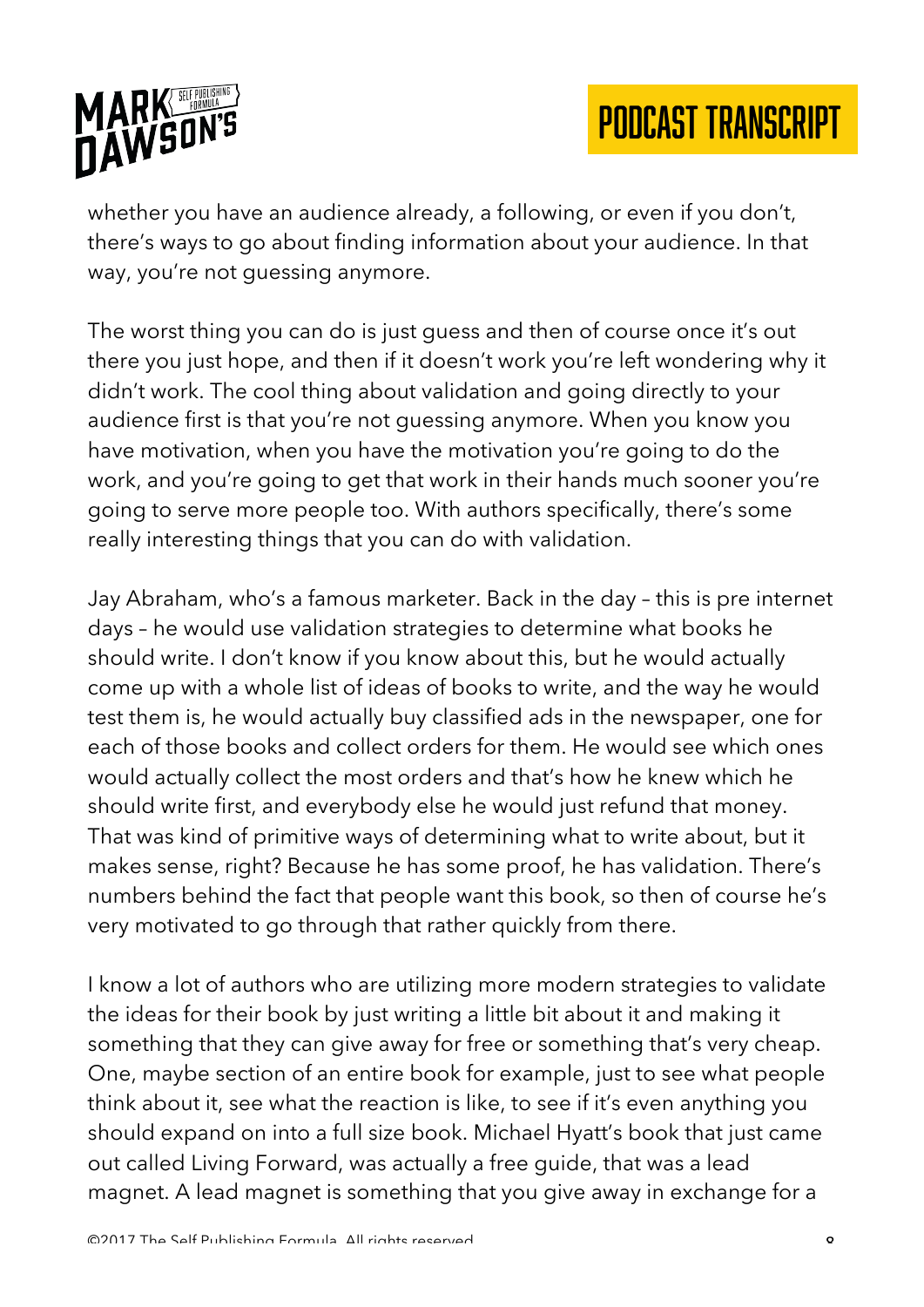whether you have an audience already, a following, or even if you don't, there's ways to go about finding information about your audience. In that way, you're not guessing anymore.

The worst thing you can do is just guess and then of course once it's out there you just hope, and then if it doesn't work you're left wondering why it didn't work. The cool thing about validation and going directly to your audience first is that you're not guessing anymore. When you know you have motivation, when you have the motivation you're going to do the work, and you're going to get that work in their hands much sooner you're going to serve more people too. With authors specifically, there's some really interesting things that you can do with validation.

Jay Abraham, who's a famous marketer. Back in the day – this is pre internet days – he would use validation strategies to determine what books he should write. I don't know if you know about this, but he would actually come up with a whole list of ideas of books to write, and the way he would test them is, he would actually buy classified ads in the newspaper, one for each of those books and collect orders for them. He would see which ones would actually collect the most orders and that's how he knew which he should write first, and everybody else he would just refund that money. That was kind of primitive ways of determining what to write about, but it makes sense, right? Because he has some proof, he has validation. There's numbers behind the fact that people want this book, so then of course he's very motivated to go through that rather quickly from there.

I know a lot of authors who are utilizing more modern strategies to validate the ideas for their book by just writing a little bit about it and making it something that they can give away for free or something that's very cheap. One, maybe section of an entire book for example, just to see what people think about it, see what the reaction is like, to see if it's even anything you should expand on into a full size book. Michael Hyatt's book that just came out called Living Forward, was actually a free guide, that was a lead magnet. A lead magnet is something that you give away in exchange for a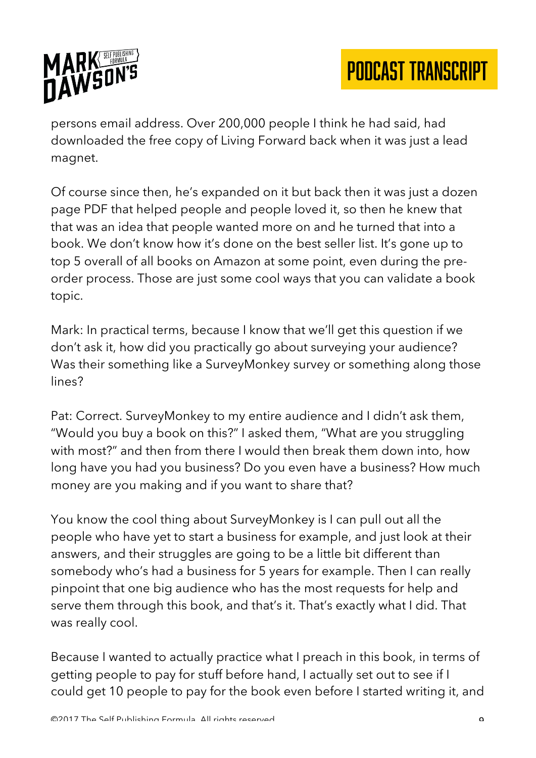persons email address. Over 200,000 people I think he had said, had downloaded the free copy of Living Forward back when it was just a lead magnet.

Of course since then, he's expanded on it but back then it was just a dozen page PDF that helped people and people loved it, so then he knew that that was an idea that people wanted more on and he turned that into a book. We don't know how it's done on the best seller list. It's gone up to top 5 overall of all books on Amazon at some point, even during the pre-order process. Those are just some cool ways that you can validate a book topic.

Mark: In practical terms, because I know that we'll get this question if we don't ask it, how did you practically go about surveying your audience? Was their something like a SurveyMonkey survey or something along those lines?

Pat: Correct. SurveyMonkey to my entire audience and I didn't ask them, "Would you buy a book on this?" I asked them, "What are you struggling with most?" and then from there I would then break them down into, how long have you had you business? Do you even have a business? How much money are you making and if you want to share that?

You know the cool thing about SurveyMonkey is I can pull out all the people who have yet to start a business for example, and just look at their answers, and their struggles are going to be a little bit different than somebody who's had a business for 5 years for example. Then I can really pinpoint that one big audience who has the most requests for help and serve them through this book, and that's it. That's exactly what I did. That was really cool.

Because I wanted to actually practice what I preach in this book, in terms of getting people to pay for stuff before hand, I actually set out to see if I could get 10 people to pay for the book even before I started writing it, and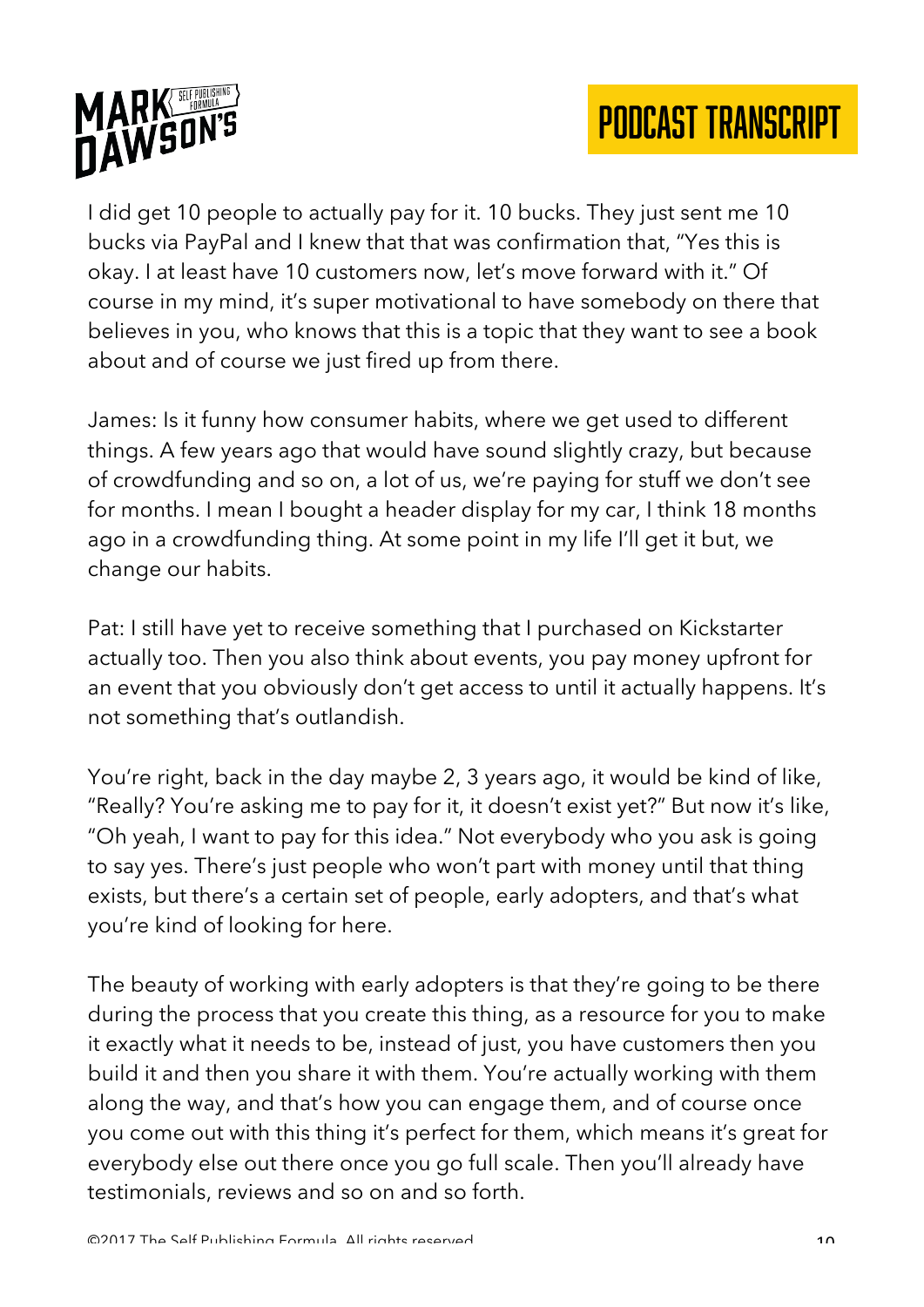I did get 10 people to actually pay for it. 10 bucks. They just sent me 10 bucks via PayPal and I knew that that was confirmation that, "Yes this is okay. I at least have 10 customers now, let's move forward with it." Of course in my mind, it's super motivational to have somebody on there that believes in you, who knows that this is a topic that they want to see a book about and of course we just fired up from there.

James: Is it funny how consumer habits, where we get used to different things. A few years ago that would have sound slightly crazy, but because of crowdfunding and so on, a lot of us, we're paying for stuff we don't see for months. I mean I bought a header display for my car, I think 18 months ago in a crowdfunding thing. At some point in my life I'll get it but, we change our habits.

Pat: I still have yet to receive something that I purchased on Kickstarter actually too. Then you also think about events, you pay money upfront for an event that you obviously don't get access to until it actually happens. It's not something that's outlandish.

You're right, back in the day maybe 2, 3 years ago, it would be kind of like, "Really? You're asking me to pay for it, it doesn't exist yet?" But now it's like, "Oh yeah, I want to pay for this idea." Not everybody who you ask is going to say yes. There's just people who won't part with money until that thing exists, but there's a certain set of people, early adopters, and that's what you're kind of looking for here.

The beauty of working with early adopters is that they're going to be there during the process that you create this thing, as a resource for you to make it exactly what it needs to be, instead of just, you have customers then you build it and then you share it with them. You're actually working with them along the way, and that's how you can engage them, and of course once you come out with this thing it's perfect for them, which means it's great for everybody else out there once you go full scale. Then you'll already have testimonials, reviews and so on and so forth.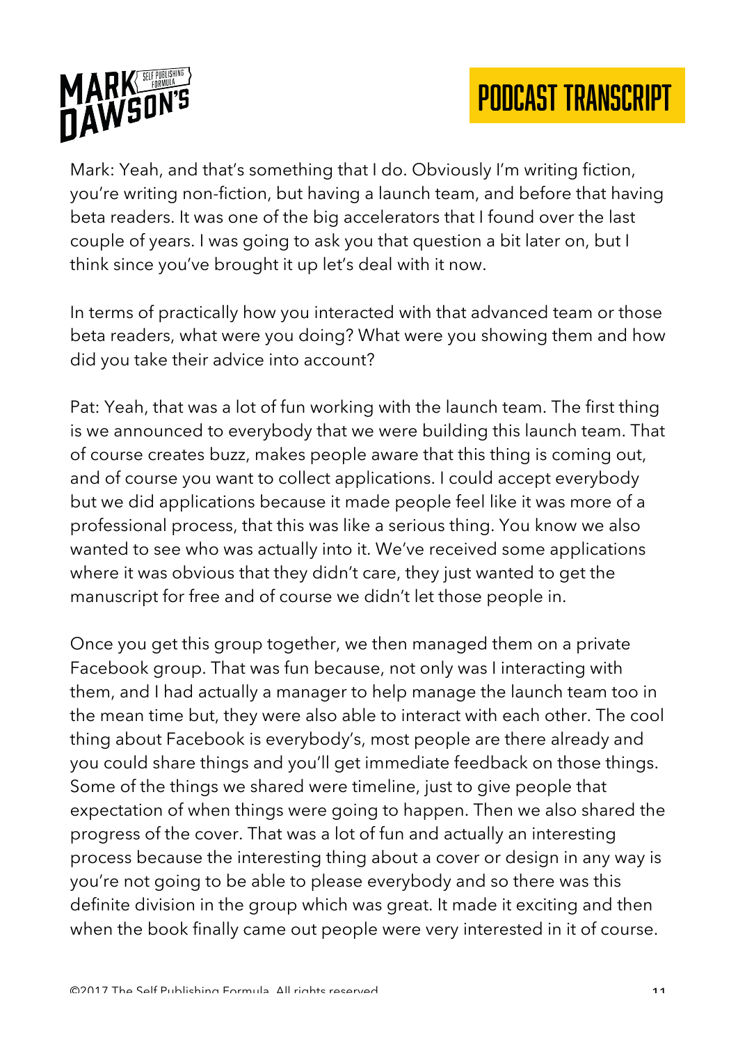Mark: Yeah, and that's something that I do. Obviously I'm writing fiction, you're writing non-fiction, but having a launch team, and before that having beta readers. It was one of the big accelerators that I found over the last couple of years. I was going to ask you that question a bit later on, but I think since you've brought it up let's deal with it now.

In terms of practically how you interacted with that advanced team or those beta readers, what were you doing? What were you showing them and how did you take their advice into account?

Pat: Yeah, that was a lot of fun working with the launch team. The first thing is we announced to everybody that we were building this launch team. That of course creates buzz, makes people aware that this thing is coming out, and of course you want to collect applications. I could accept everybody but we did applications because it made people feel like it was more of a professional process, that this was like a serious thing. You know we also wanted to see who was actually into it. We've received some applications where it was obvious that they didn't care, they just wanted to get the manuscript for free and of course we didn't let those people in.

Once you get this group together, we then managed them on a private Facebook group. That was fun because, not only was I interacting with them, and I had actually a manager to help manage the launch team too in the mean time but, they were also able to interact with each other. The cool thing about Facebook is everybody's, most people are there already and you could share things and you'll get immediate feedback on those things. Some of the things we shared were timeline, just to give people that expectation of when things were going to happen. Then we also shared the progress of the cover. That was a lot of fun and actually an interesting process because the interesting thing about a cover or design in any way is you're not going to be able to please everybody and so there was this definite division in the group which was great. It made it exciting and then when the book finally came out people were very interested in it of course.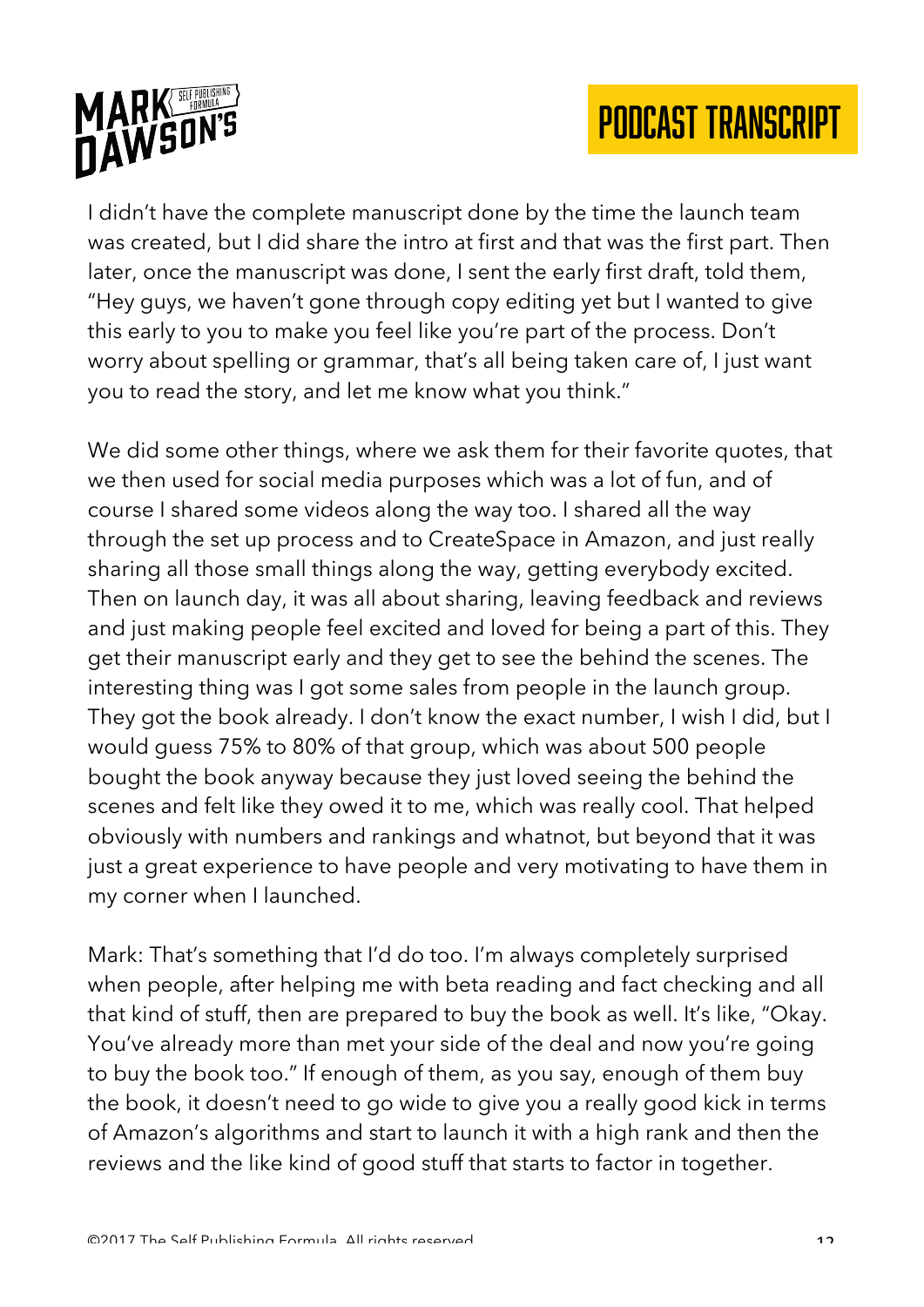I didn't have the complete manuscript done by the time the launch team was created, but I did share the intro at first and that was the first part. Then later, once the manuscript was done, I sent the early first draft, told them, "Hey guys, we haven't gone through copy editing yet but I wanted to give this early to you to make you feel like you're part of the process. Don't worry about spelling or grammar, that's all being taken care of, I just want you to read the story, and let me know what you think."

We did some other things, where we ask them for their favorite quotes, that we then used for social media purposes which was a lot of fun, and of course I shared some videos along the way too. I shared all the way through the set up process and to CreateSpace in Amazon, and just really sharing all those small things along the way, getting everybody excited. Then on launch day, it was all about sharing, leaving feedback and reviews and just making people feel excited and loved for being a part of this. They get their manuscript early and they get to see the behind the scenes. The interesting thing was I got some sales from people in the launch group. They got the book already. I don't know the exact number, I wish I did, but I would guess 75% to 80% of that group, which was about 500 people bought the book anyway because they just loved seeing the behind the scenes and felt like they owed it to me, which was really cool. That helped obviously with numbers and rankings and whatnot, but beyond that it was just a great experience to have people and very motivating to have them in my corner when I launched.

Mark: That's something that I'd do too. I'm always completely surprised when people, after helping me with beta reading and fact checking and all that kind of stuff, then are prepared to buy the book as well. It's like, "Okay. You've already more than met your side of the deal and now you're going to buy the book too." If enough of them, as you say, enough of them buy the book, it doesn't need to go wide to give you a really good kick in terms of Amazon's algorithms and start to launch it with a high rank and then the reviews and the like kind of good stuff that starts to factor in together.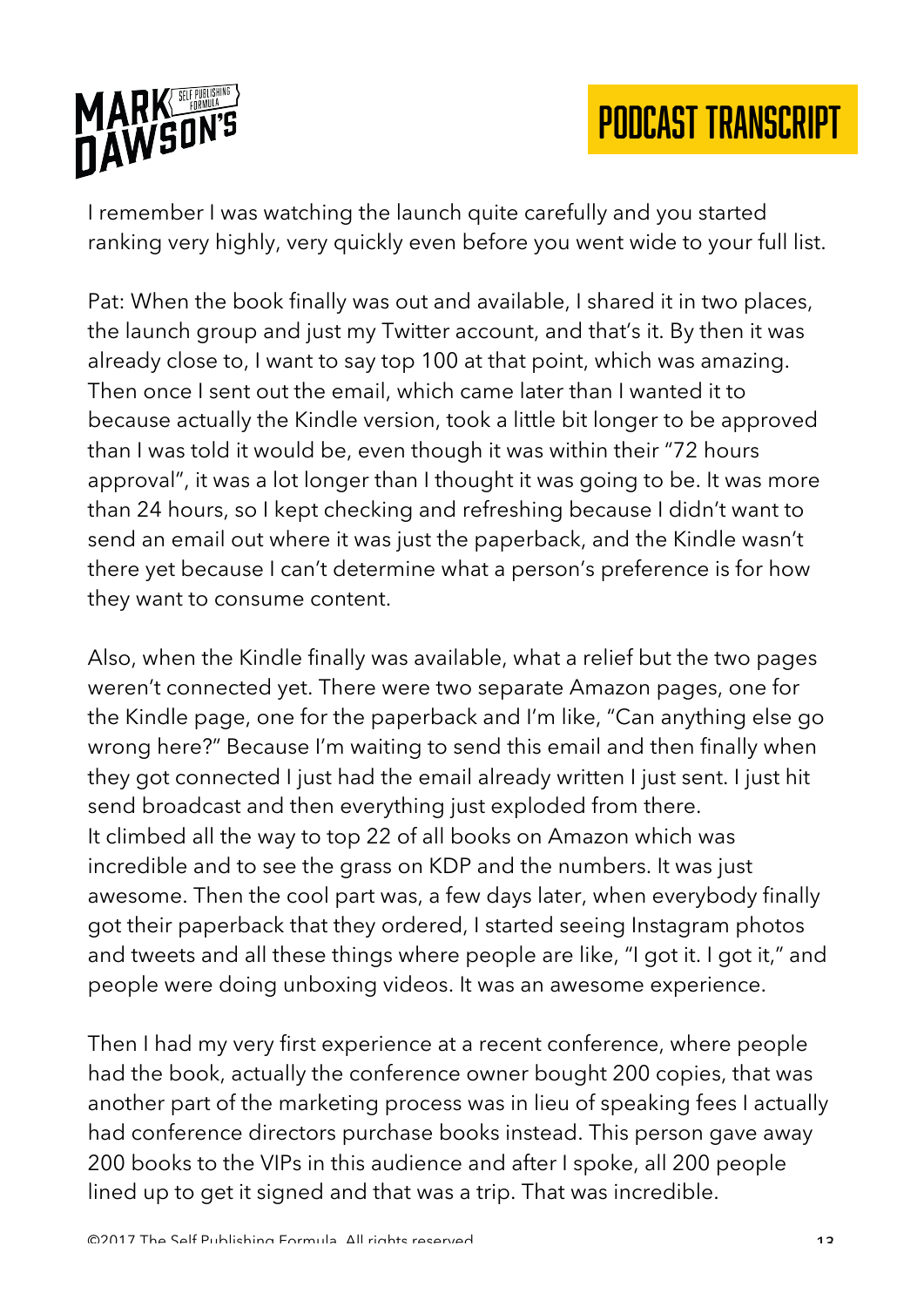I remember I was watching the launch quite carefully and you started ranking very highly, very quickly even before you went wide to your full list.

Pat: When the book finally was out and available, I shared it in two places, the launch group and just my Twitter account, and that's it. By then it was already close to, I want to say top 100 at that point, which was amazing. Then once I sent out the email, which came later than I wanted it to because actually the Kindle version, took a little bit longer to be approved than I was told it would be, even though it was within their "72 hours approval", it was a lot longer than I thought it was going to be. It was more than 24 hours, so I kept checking and refreshing because I didn't want to send an email out where it was just the paperback, and the Kindle wasn't there yet because I can't determine what a person's preference is for how they want to consume content.

Also, when the Kindle finally was available, what a relief but the two pages weren't connected yet. There were two separate Amazon pages, one for the Kindle page, one for the paperback and I'm like, "Can anything else go wrong here?" Because I'm waiting to send this email and then finally when they got connected I just had the email already written I just sent. I just hit send broadcast and then everything just exploded from there.
It climbed all the way to top 22 of all books on Amazon which was incredible and to see the grass on KDP and the numbers. It was just awesome. Then the cool part was, a few days later, when everybody finally got their paperback that they ordered, I started seeing Instagram photos and tweets and all these things where people are like, "I got it. I got it," and people were doing unboxing videos. It was an awesome experience.

Then I had my very first experience at a recent conference, where people had the book, actually the conference owner bought 200 copies, that was another part of the marketing process was in lieu of speaking fees I actually had conference directors purchase books instead. This person gave away 200 books to the VIPs in this audience and after I spoke, all 200 people lined up to get it signed and that was a trip. That was incredible.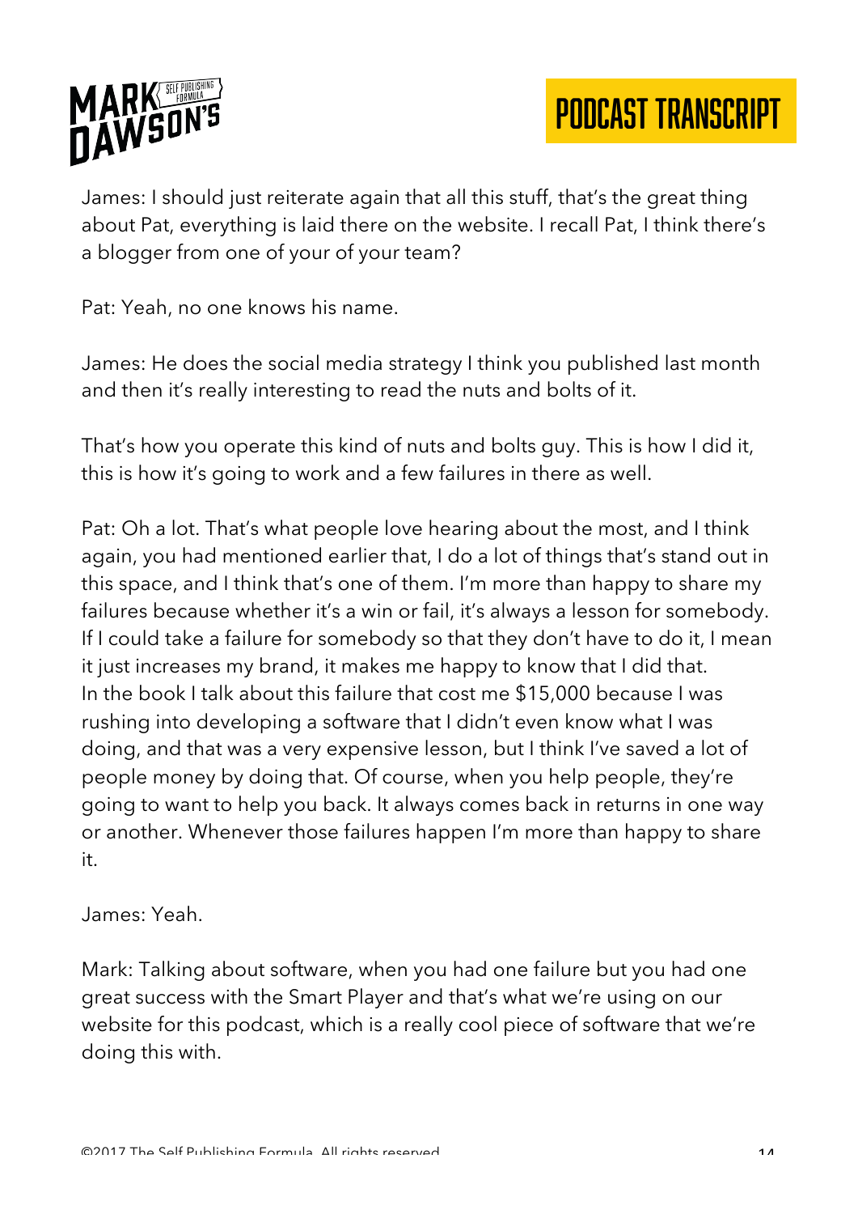James: I should just reiterate again that all this stuff, that's the great thing about Pat, everything is laid there on the website. I recall Pat, I think there's a blogger from one of your of your team?

Pat: Yeah, no one knows his name.

James: He does the social media strategy I think you published last month and then it's really interesting to read the nuts and bolts of it.

That's how you operate this kind of nuts and bolts guy. This is how I did it, this is how it's going to work and a few failures in there as well.

Pat: Oh a lot. That's what people love hearing about the most, and I think again, you had mentioned earlier that, I do a lot of things that's stand out in this space, and I think that's one of them. I'm more than happy to share my failures because whether it's a win or fail, it's always a lesson for somebody. If I could take a failure for somebody so that they don't have to do it, I mean it just increases my brand, it makes me happy to know that I did that. In the book I talk about this failure that cost me $15,000 because I was rushing into developing a software that I didn't even know what I was doing, and that was a very expensive lesson, but I think I've saved a lot of people money by doing that. Of course, when you help people, they're going to want to help you back. It always comes back in returns in one way or another. Whenever those failures happen I'm more than happy to share it.

James: Yeah.

Mark: Talking about software, when you had one failure but you had one great success with the Smart Player and that's what we're using on our website for this podcast, which is a really cool piece of software that we're doing this with.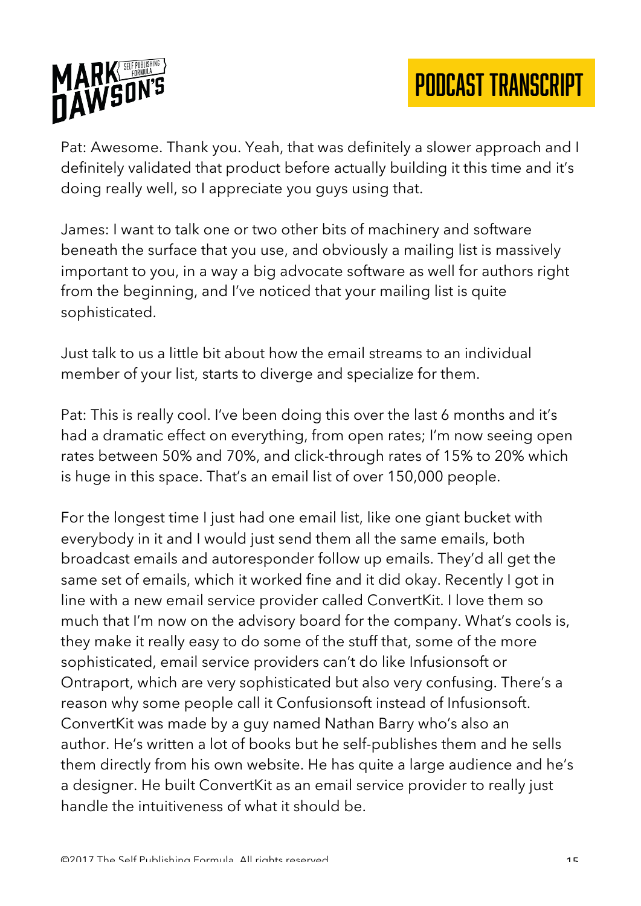Pat: Awesome. Thank you. Yeah, that was definitely a slower approach and I definitely validated that product before actually building it this time and it's doing really well, so I appreciate you guys using that.

James: I want to talk one or two other bits of machinery and software beneath the surface that you use, and obviously a mailing list is massively important to you, in a way a big advocate software as well for authors right from the beginning, and I've noticed that your mailing list is quite sophisticated.

Just talk to us a little bit about how the email streams to an individual member of your list, starts to diverge and specialize for them.

Pat: This is really cool. I've been doing this over the last 6 months and it's had a dramatic effect on everything, from open rates; I'm now seeing open rates between 50% and 70%, and click-through rates of 15% to 20% which is huge in this space. That's an email list of over 150,000 people.

For the longest time I just had one email list, like one giant bucket with everybody in it and I would just send them all the same emails, both broadcast emails and autoresponder follow up emails. They'd all get the same set of emails, which it worked fine and it did okay. Recently I got in line with a new email service provider called ConvertKit. I love them so much that I'm now on the advisory board for the company. What's cools is, they make it really easy to do some of the stuff that, some of the more sophisticated, email service providers can't do like Infusionsoft or Ontraport, which are very sophisticated but also very confusing. There's a reason why some people call it Confusionsoft instead of Infusionsoft. ConvertKit was made by a guy named Nathan Barry who's also an author. He's written a lot of books but he self-publishes them and he sells them directly from his own website. He has quite a large audience and he's a designer. He built ConvertKit as an email service provider to really just handle the intuitiveness of what it should be.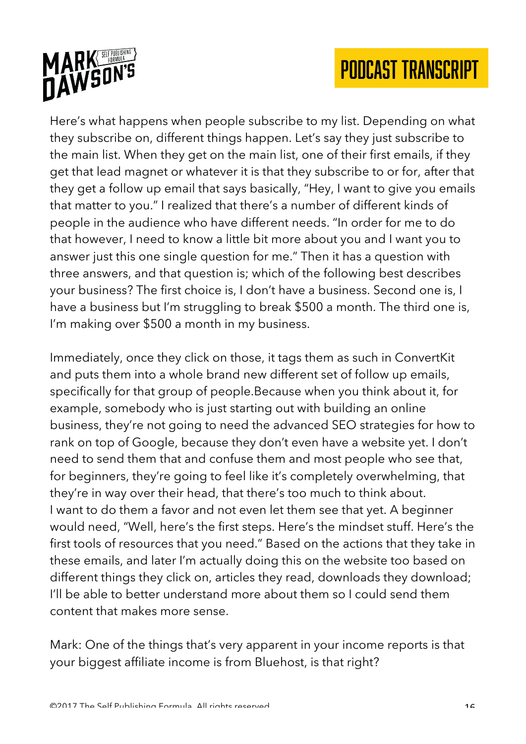Here's what happens when people subscribe to my list. Depending on what they subscribe on, different things happen. Let's say they just subscribe to the main list. When they get on the main list, one of their first emails, if they get that lead magnet or whatever it is that they subscribe to or for, after that they get a follow up email that says basically, "Hey, I want to give you emails that matter to you." I realized that there's a number of different kinds of people in the audience who have different needs. "In order for me to do that however, I need to know a little bit more about you and I want you to answer just this one single question for me." Then it has a question with three answers, and that question is; which of the following best describes your business? The first choice is, I don't have a business. Second one is, I have a business but I'm struggling to break $500 a month. The third one is, I'm making over $500 a month in my business.

Immediately, once they click on those, it tags them as such in ConvertKit and puts them into a whole brand new different set of follow up emails, specifically for that group of people.Because when you think about it, for example, somebody who is just starting out with building an online business, they're not going to need the advanced SEO strategies for how to rank on top of Google, because they don't even have a website yet. I don't need to send them that and confuse them and most people who see that, for beginners, they're going to feel like it's completely overwhelming, that they're in way over their head, that there's too much to think about.
I want to do them a favor and not even let them see that yet. A beginner would need, "Well, here's the first steps. Here's the mindset stuff. Here's the first tools of resources that you need." Based on the actions that they take in these emails, and later I'm actually doing this on the website too based on different things they click on, articles they read, downloads they download; I'll be able to better understand more about them so I could send them content that makes more sense.

Mark: One of the things that's very apparent in your income reports is that your biggest affiliate income is from Bluehost, is that right?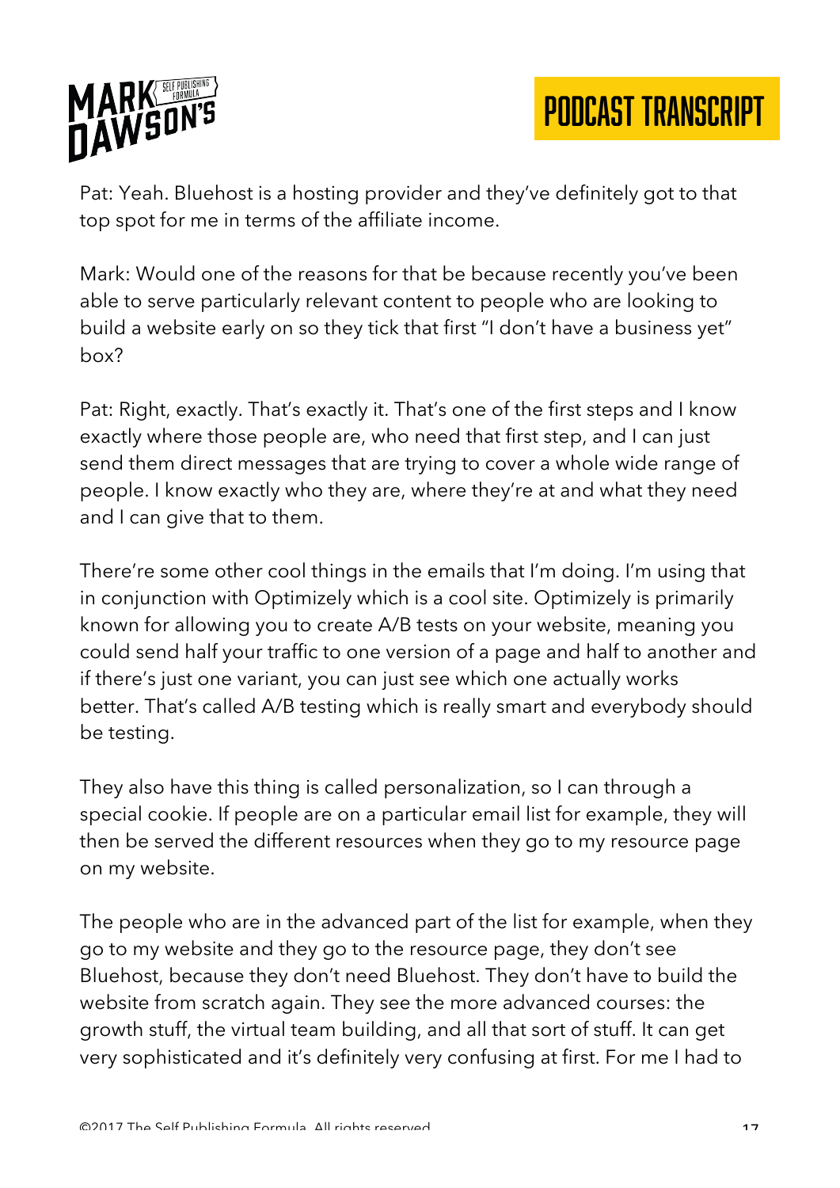Pat: Yeah. Bluehost is a hosting provider and they've definitely got to that top spot for me in terms of the affiliate income.

Mark: Would one of the reasons for that be because recently you've been able to serve particularly relevant content to people who are looking to build a website early on so they tick that first "I don't have a business yet" box?

Pat: Right, exactly. That's exactly it. That's one of the first steps and I know exactly where those people are, who need that first step, and I can just send them direct messages that are trying to cover a whole wide range of people. I know exactly who they are, where they're at and what they need and I can give that to them.

There're some other cool things in the emails that I'm doing. I'm using that in conjunction with Optimizely which is a cool site. Optimizely is primarily known for allowing you to create A/B tests on your website, meaning you could send half your traffic to one version of a page and half to another and if there's just one variant, you can just see which one actually works better. That's called A/B testing which is really smart and everybody should be testing.

They also have this thing is called personalization, so I can through a special cookie. If people are on a particular email list for example, they will then be served the different resources when they go to my resource page on my website.

The people who are in the advanced part of the list for example, when they go to my website and they go to the resource page, they don't see Bluehost, because they don't need Bluehost. They don't have to build the website from scratch again. They see the more advanced courses: the growth stuff, the virtual team building, and all that sort of stuff. It can get very sophisticated and it's definitely very confusing at first. For me I had to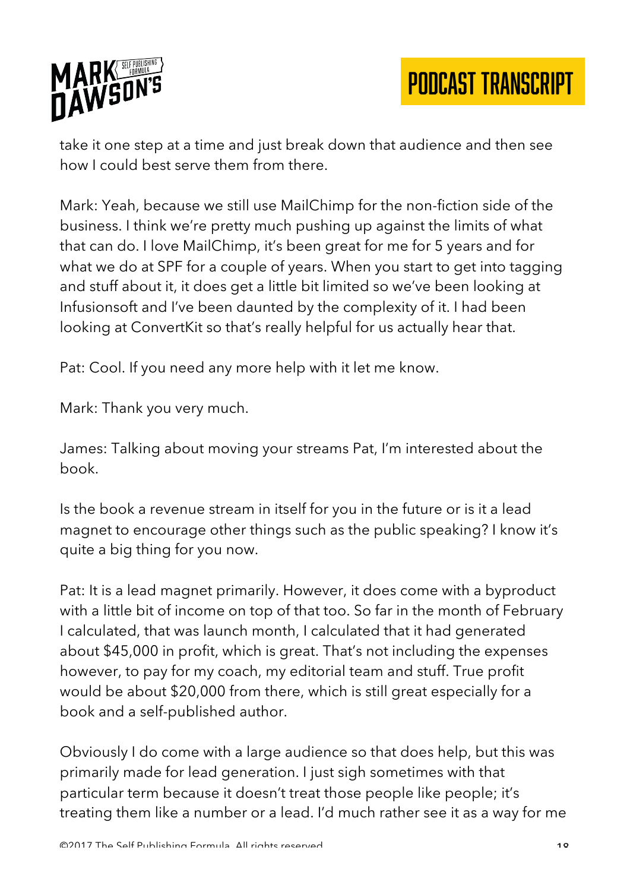take it one step at a time and just break down that audience and then see how I could best serve them from there.

Mark: Yeah, because we still use MailChimp for the non-fiction side of the business. I think we're pretty much pushing up against the limits of what that can do. I love MailChimp, it's been great for me for 5 years and for what we do at SPF for a couple of years. When you start to get into tagging and stuff about it, it does get a little bit limited so we've been looking at Infusionsoft and I've been daunted by the complexity of it. I had been looking at ConvertKit so that's really helpful for us actually hear that.

Pat: Cool. If you need any more help with it let me know.

Mark: Thank you very much.

James: Talking about moving your streams Pat, I'm interested about the book.

Is the book a revenue stream in itself for you in the future or is it a lead magnet to encourage other things such as the public speaking? I know it's quite a big thing for you now.

Pat: It is a lead magnet primarily. However, it does come with a byproduct with a little bit of income on top of that too. So far in the month of February I calculated, that was launch month, I calculated that it had generated about $45,000 in profit, which is great. That's not including the expenses however, to pay for my coach, my editorial team and stuff. True profit would be about $20,000 from there, which is still great especially for a book and a self-published author.

Obviously I do come with a large audience so that does help, but this was primarily made for lead generation. I just sigh sometimes with that particular term because it doesn't treat those people like people; it's treating them like a number or a lead. I'd much rather see it as a way for me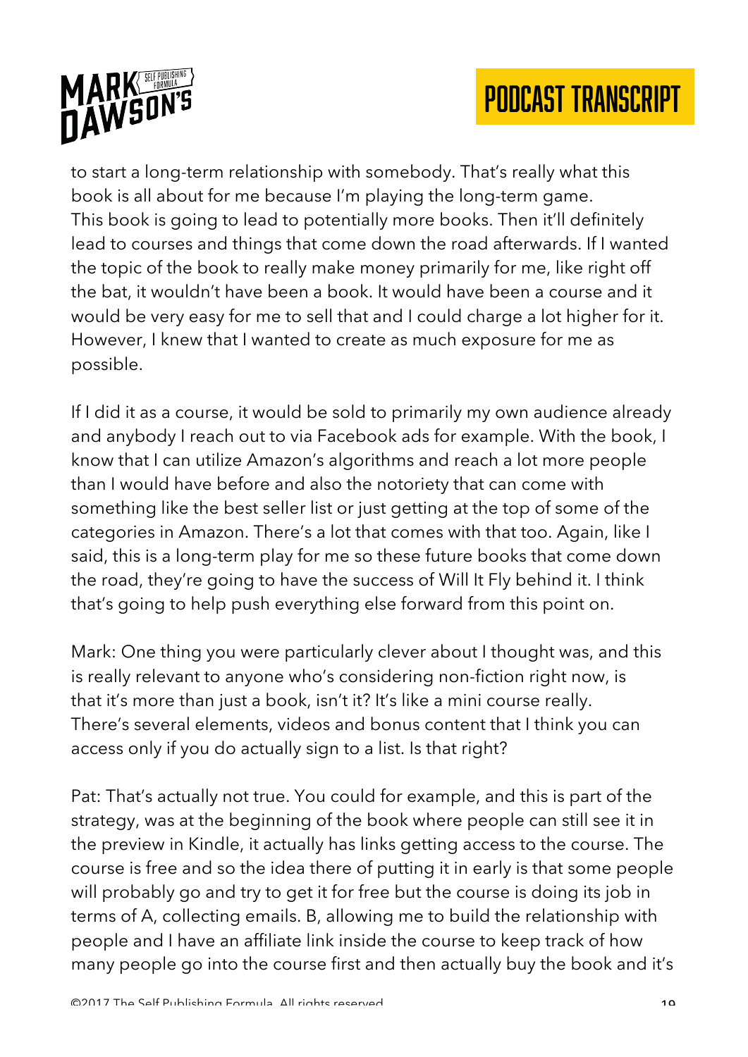to start a long-term relationship with somebody. That's really what this book is all about for me because I'm playing the long-term game. This book is going to lead to potentially more books. Then it'll definitely lead to courses and things that come down the road afterwards. If I wanted the topic of the book to really make money primarily for me, like right off the bat, it wouldn't have been a book. It would have been a course and it would be very easy for me to sell that and I could charge a lot higher for it. However, I knew that I wanted to create as much exposure for me as possible.

If I did it as a course, it would be sold to primarily my own audience already and anybody I reach out to via Facebook ads for example. With the book, I know that I can utilize Amazon's algorithms and reach a lot more people than I would have before and also the notoriety that can come with something like the best seller list or just getting at the top of some of the categories in Amazon. There's a lot that comes with that too. Again, like I said, this is a long-term play for me so these future books that come down the road, they're going to have the success of Will It Fly behind it. I think that's going to help push everything else forward from this point on.

Mark: One thing you were particularly clever about I thought was, and this is really relevant to anyone who's considering non-fiction right now, is that it's more than just a book, isn't it? It's like a mini course really. There's several elements, videos and bonus content that I think you can access only if you do actually sign to a list. Is that right?

Pat: That's actually not true. You could for example, and this is part of the strategy, was at the beginning of the book where people can still see it in the preview in Kindle, it actually has links getting access to the course. The course is free and so the idea there of putting it in early is that some people will probably go and try to get it for free but the course is doing its job in terms of A, collecting emails. B, allowing me to build the relationship with people and I have an affiliate link inside the course to keep track of how many people go into the course first and then actually buy the book and it's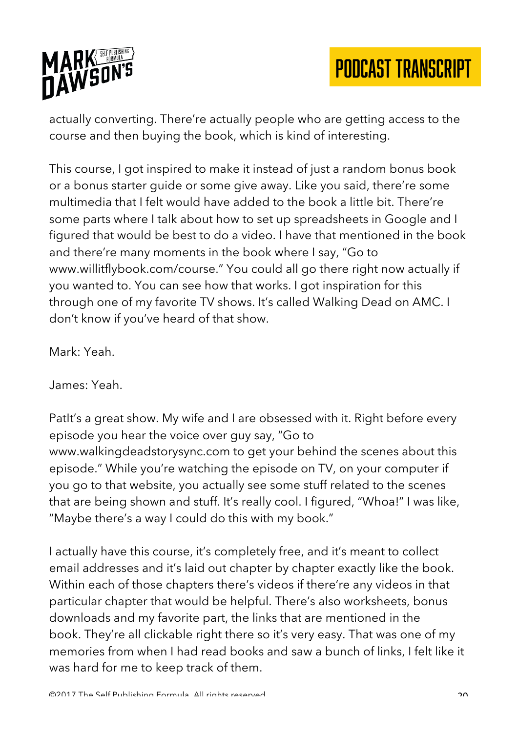actually converting. There're actually people who are getting access to the course and then buying the book, which is kind of interesting.

This course, I got inspired to make it instead of just a random bonus book or a bonus starter guide or some give away. Like you said, there're some multimedia that I felt would have added to the book a little bit. There're some parts where I talk about how to set up spreadsheets in Google and I figured that would be best to do a video. I have that mentioned in the book and there're many moments in the book where I say, "Go to www.willitflybook.com/course." You could all go there right now actually if you wanted to. You can see how that works. I got inspiration for this through one of my favorite TV shows. It's called Walking Dead on AMC. I don't know if you've heard of that show.

Mark: Yeah.

James: Yeah.

PatIt's a great show. My wife and I are obsessed with it. Right before every episode you hear the voice over guy say, "Go to www.walkingdeadstorysync.com to get your behind the scenes about this episode." While you're watching the episode on TV, on your computer if you go to that website, you actually see some stuff related to the scenes that are being shown and stuff. It's really cool. I figured, "Whoa!" I was like, "Maybe there's a way I could do this with my book."

I actually have this course, it's completely free, and it's meant to collect email addresses and it's laid out chapter by chapter exactly like the book. Within each of those chapters there's videos if there're any videos in that particular chapter that would be helpful. There's also worksheets, bonus downloads and my favorite part, the links that are mentioned in the book. They're all clickable right there so it's very easy. That was one of my memories from when I had read books and saw a bunch of links, I felt like it was hard for me to keep track of them.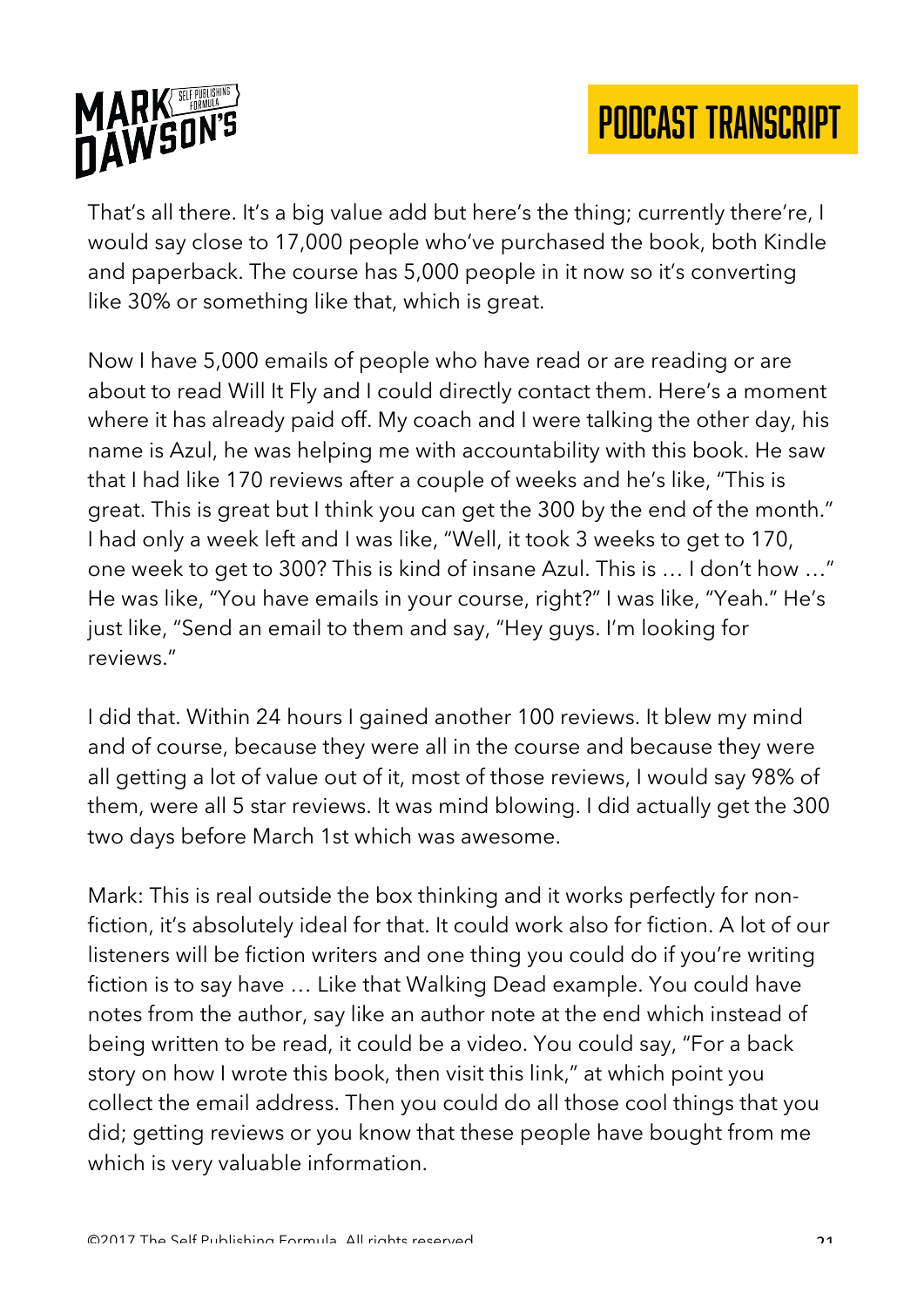That's all there. It's a big value add but here's the thing; currently there're, I would say close to 17,000 people who've purchased the book, both Kindle and paperback. The course has 5,000 people in it now so it's converting like 30% or something like that, which is great.

Now I have 5,000 emails of people who have read or are reading or are about to read Will It Fly and I could directly contact them. Here's a moment where it has already paid off. My coach and I were talking the other day, his name is Azul, he was helping me with accountability with this book. He saw that I had like 170 reviews after a couple of weeks and he's like, "This is great. This is great but I think you can get the 300 by the end of the month." I had only a week left and I was like, "Well, it took 3 weeks to get to 170, one week to get to 300? This is kind of insane Azul. This is … I don't how …" He was like, "You have emails in your course, right?" I was like, "Yeah." He's just like, "Send an email to them and say, "Hey guys. I'm looking for reviews."

I did that. Within 24 hours I gained another 100 reviews. It blew my mind and of course, because they were all in the course and because they were all getting a lot of value out of it, most of those reviews, I would say 98% of them, were all 5 star reviews. It was mind blowing. I did actually get the 300 two days before March 1st which was awesome.

Mark: This is real outside the box thinking and it works perfectly for non-fiction, it's absolutely ideal for that. It could work also for fiction. A lot of our listeners will be fiction writers and one thing you could do if you're writing fiction is to say have … Like that Walking Dead example. You could have notes from the author, say like an author note at the end which instead of being written to be read, it could be a video. You could say, "For a back story on how I wrote this book, then visit this link," at which point you collect the email address. Then you could do all those cool things that you did; getting reviews or you know that these people have bought from me which is very valuable information.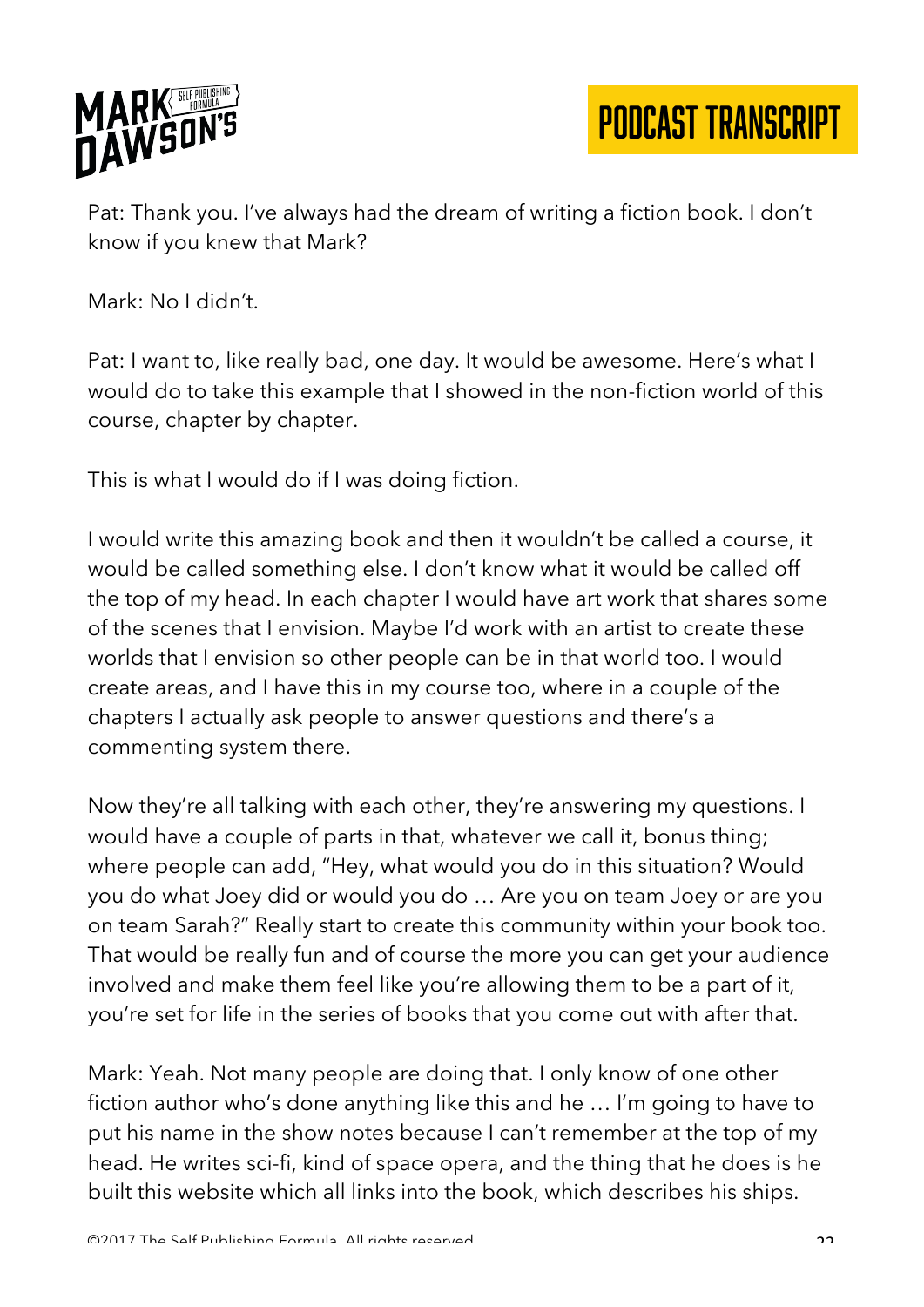Pat: Thank you. I've always had the dream of writing a fiction book. I don't know if you knew that Mark?

Mark: No I didn't.

Pat: I want to, like really bad, one day. It would be awesome. Here's what I would do to take this example that I showed in the non-fiction world of this course, chapter by chapter.

This is what I would do if I was doing fiction.

I would write this amazing book and then it wouldn't be called a course, it would be called something else. I don't know what it would be called off the top of my head. In each chapter I would have art work that shares some of the scenes that I envision. Maybe I'd work with an artist to create these worlds that I envision so other people can be in that world too. I would create areas, and I have this in my course too, where in a couple of the chapters I actually ask people to answer questions and there's a commenting system there.

Now they're all talking with each other, they're answering my questions. I would have a couple of parts in that, whatever we call it, bonus thing; where people can add, "Hey, what would you do in this situation? Would you do what Joey did or would you do … Are you on team Joey or are you on team Sarah?" Really start to create this community within your book too. That would be really fun and of course the more you can get your audience involved and make them feel like you're allowing them to be a part of it, you're set for life in the series of books that you come out with after that.

Mark: Yeah. Not many people are doing that. I only know of one other fiction author who's done anything like this and he … I'm going to have to put his name in the show notes because I can't remember at the top of my head. He writes sci-fi, kind of space opera, and the thing that he does is he built this website which all links into the book, which describes his ships.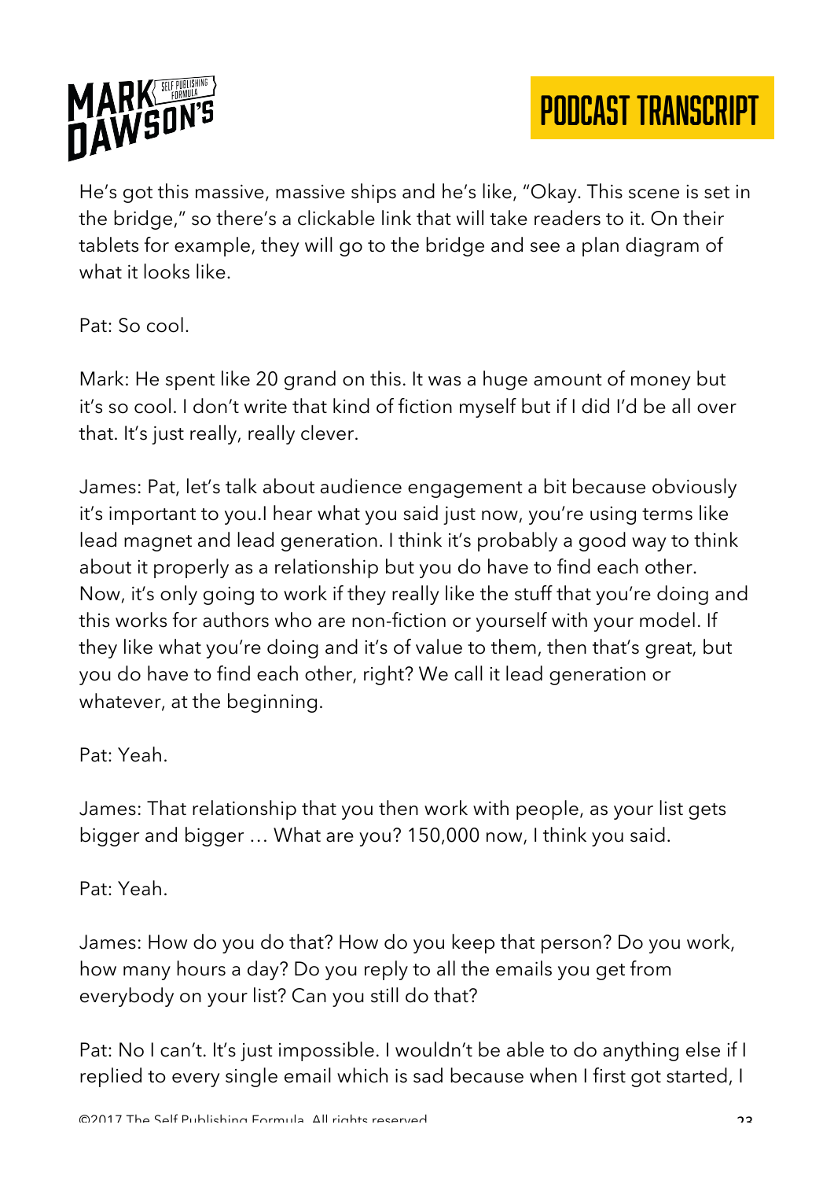He's got this massive, massive ships and he's like, "Okay. This scene is set in the bridge," so there's a clickable link that will take readers to it. On their tablets for example, they will go to the bridge and see a plan diagram of what it looks like.

Pat: So cool.

Mark: He spent like 20 grand on this. It was a huge amount of money but it's so cool. I don't write that kind of fiction myself but if I did I'd be all over that. It's just really, really clever.

James: Pat, let's talk about audience engagement a bit because obviously it's important to you.I hear what you said just now, you're using terms like lead magnet and lead generation. I think it's probably a good way to think about it properly as a relationship but you do have to find each other. Now, it's only going to work if they really like the stuff that you're doing and this works for authors who are non-fiction or yourself with your model. If they like what you're doing and it's of value to them, then that's great, but you do have to find each other, right? We call it lead generation or whatever, at the beginning.

Pat: Yeah.

James: That relationship that you then work with people, as your list gets bigger and bigger … What are you? 150,000 now, I think you said.

Pat: Yeah.

James: How do you do that? How do you keep that person? Do you work, how many hours a day? Do you reply to all the emails you get from everybody on your list? Can you still do that?

Pat: No I can't. It's just impossible. I wouldn't be able to do anything else if I replied to every single email which is sad because when I first got started, I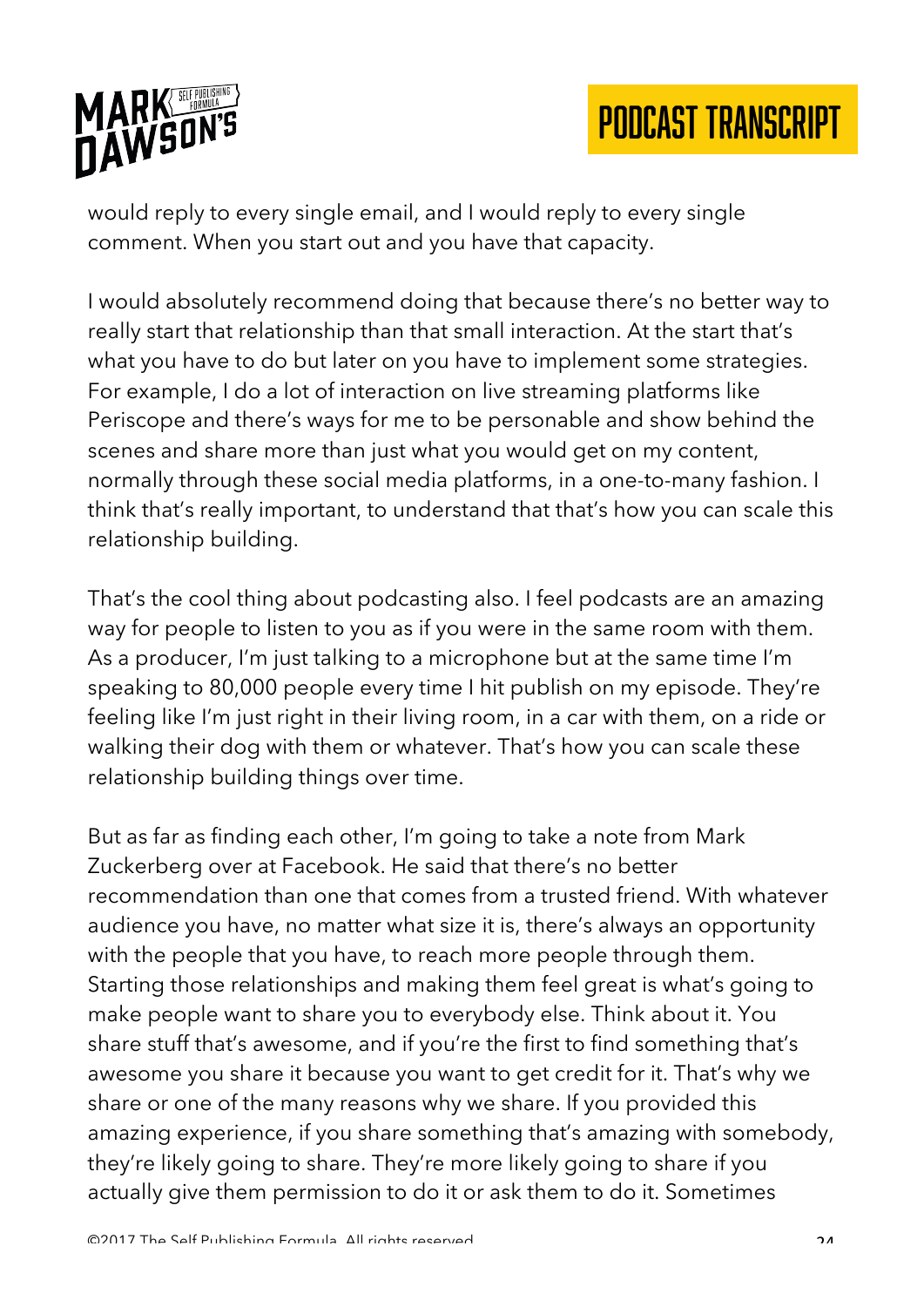would reply to every single email, and I would reply to every single comment. When you start out and you have that capacity.

I would absolutely recommend doing that because there's no better way to really start that relationship than that small interaction. At the start that's what you have to do but later on you have to implement some strategies. For example, I do a lot of interaction on live streaming platforms like Periscope and there's ways for me to be personable and show behind the scenes and share more than just what you would get on my content, normally through these social media platforms, in a one-to-many fashion. I think that's really important, to understand that that's how you can scale this relationship building.

That's the cool thing about podcasting also. I feel podcasts are an amazing way for people to listen to you as if you were in the same room with them. As a producer, I'm just talking to a microphone but at the same time I'm speaking to 80,000 people every time I hit publish on my episode. They're feeling like I'm just right in their living room, in a car with them, on a ride or walking their dog with them or whatever. That's how you can scale these relationship building things over time.

But as far as finding each other, I'm going to take a note from Mark Zuckerberg over at Facebook. He said that there's no better recommendation than one that comes from a trusted friend. With whatever audience you have, no matter what size it is, there's always an opportunity with the people that you have, to reach more people through them. Starting those relationships and making them feel great is what's going to make people want to share you to everybody else. Think about it. You share stuff that's awesome, and if you're the first to find something that's awesome you share it because you want to get credit for it. That's why we share or one of the many reasons why we share. If you provided this amazing experience, if you share something that's amazing with somebody, they're likely going to share. They're more likely going to share if you actually give them permission to do it or ask them to do it. Sometimes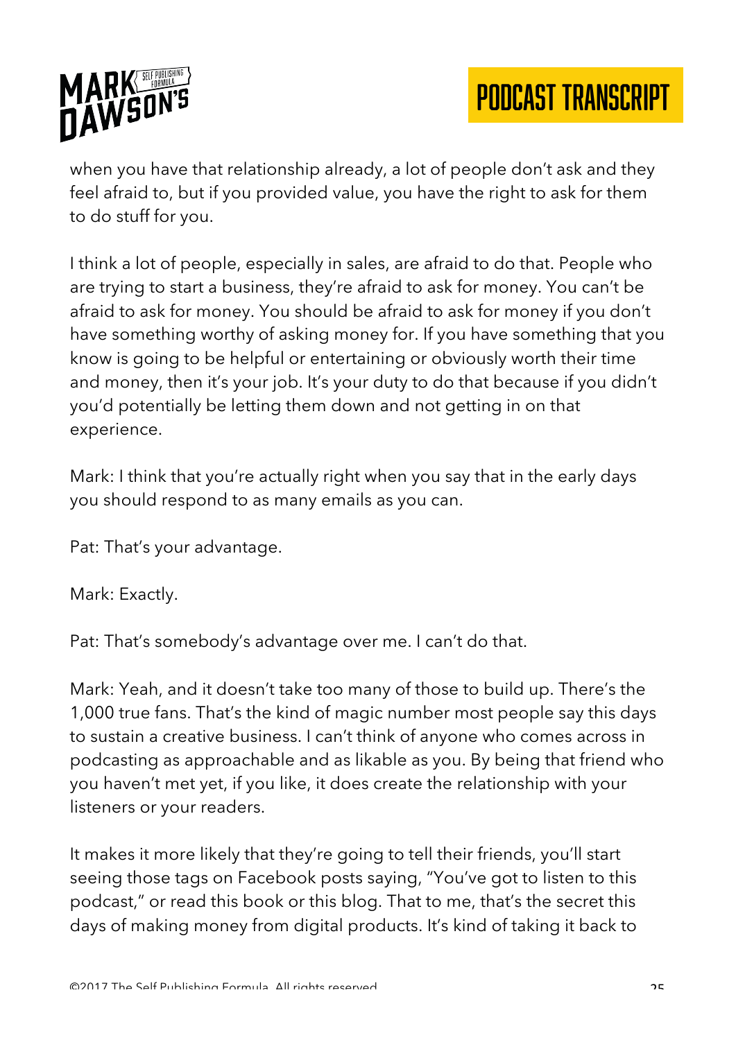when you have that relationship already, a lot of people don't ask and they feel afraid to, but if you provided value, you have the right to ask for them to do stuff for you.

I think a lot of people, especially in sales, are afraid to do that. People who are trying to start a business, they're afraid to ask for money. You can't be afraid to ask for money. You should be afraid to ask for money if you don't have something worthy of asking money for. If you have something that you know is going to be helpful or entertaining or obviously worth their time and money, then it's your job. It's your duty to do that because if you didn't you'd potentially be letting them down and not getting in on that experience.

Mark: I think that you're actually right when you say that in the early days you should respond to as many emails as you can.

Pat: That's your advantage.

Mark: Exactly.

Pat: That's somebody's advantage over me. I can't do that.

Mark: Yeah, and it doesn't take too many of those to build up. There's the 1,000 true fans. That's the kind of magic number most people say this days to sustain a creative business. I can't think of anyone who comes across in podcasting as approachable and as likable as you. By being that friend who you haven't met yet, if you like, it does create the relationship with your listeners or your readers.

It makes it more likely that they're going to tell their friends, you'll start seeing those tags on Facebook posts saying, "You've got to listen to this podcast," or read this book or this blog. That to me, that's the secret this days of making money from digital products. It's kind of taking it back to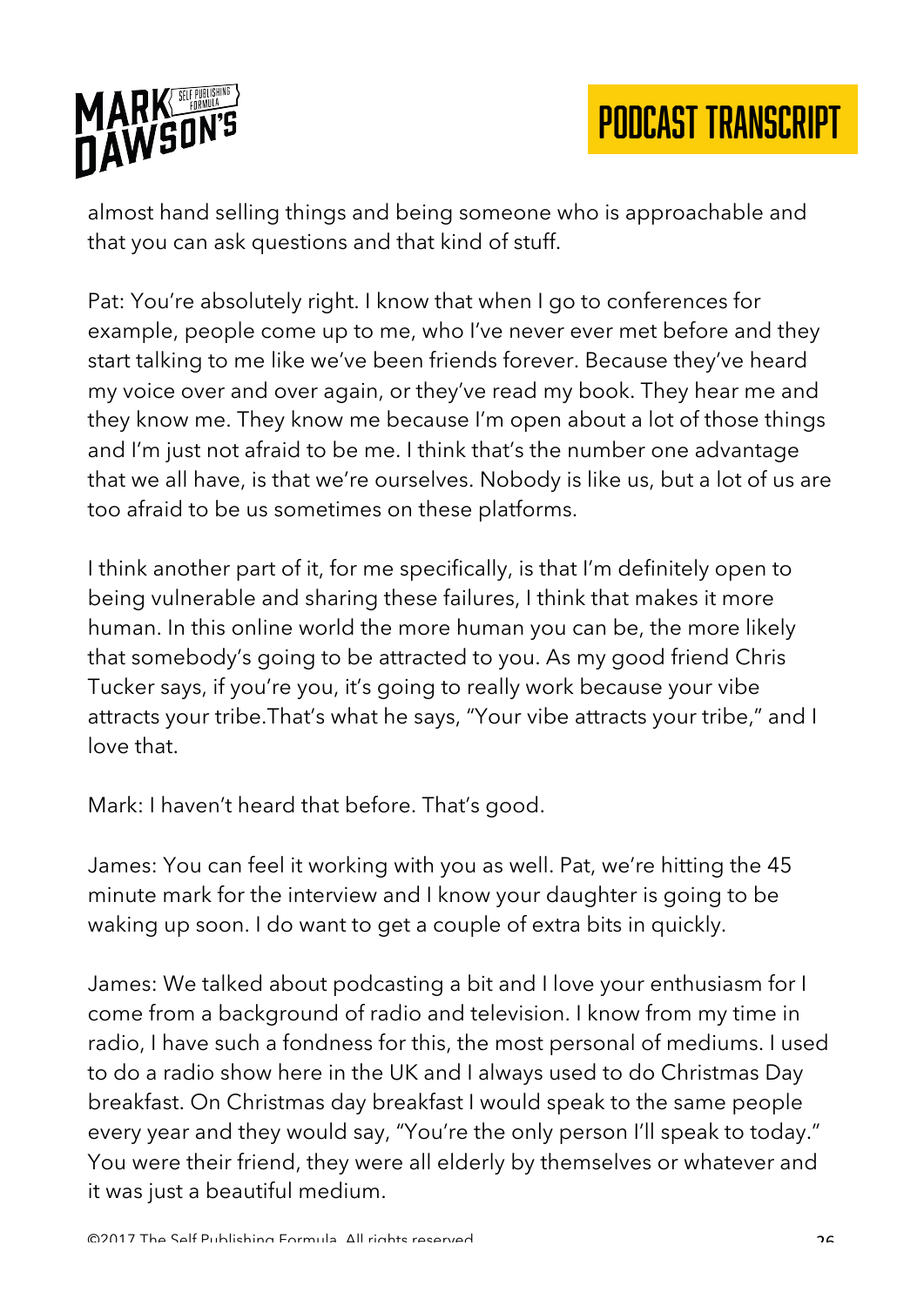almost hand selling things and being someone who is approachable and that you can ask questions and that kind of stuff.

Pat: You're absolutely right. I know that when I go to conferences for example, people come up to me, who I've never ever met before and they start talking to me like we've been friends forever. Because they've heard my voice over and over again, or they've read my book. They hear me and they know me. They know me because I'm open about a lot of those things and I'm just not afraid to be me. I think that's the number one advantage that we all have, is that we're ourselves. Nobody is like us, but a lot of us are too afraid to be us sometimes on these platforms.

I think another part of it, for me specifically, is that I'm definitely open to being vulnerable and sharing these failures, I think that makes it more human. In this online world the more human you can be, the more likely that somebody's going to be attracted to you. As my good friend Chris Tucker says, if you're you, it's going to really work because your vibe attracts your tribe.That's what he says, "Your vibe attracts your tribe," and I love that.

Mark: I haven't heard that before. That's good.

James: You can feel it working with you as well. Pat, we're hitting the 45 minute mark for the interview and I know your daughter is going to be waking up soon. I do want to get a couple of extra bits in quickly.

James: We talked about podcasting a bit and I love your enthusiasm for I come from a background of radio and television. I know from my time in radio, I have such a fondness for this, the most personal of mediums. I used to do a radio show here in the UK and I always used to do Christmas Day breakfast. On Christmas day breakfast I would speak to the same people every year and they would say, "You're the only person I'll speak to today." You were their friend, they were all elderly by themselves or whatever and it was just a beautiful medium.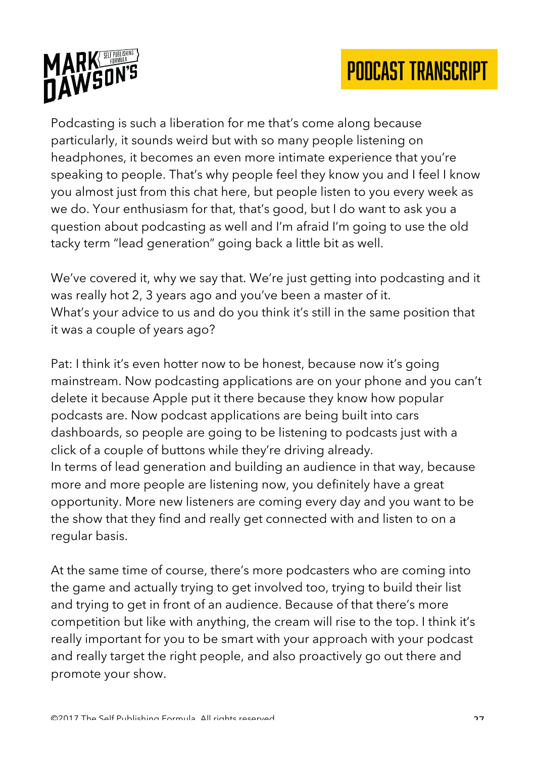Podcasting is such a liberation for me that's come along because particularly, it sounds weird but with so many people listening on headphones, it becomes an even more intimate experience that you're speaking to people. That's why people feel they know you and I feel I know you almost just from this chat here, but people listen to you every week as we do. Your enthusiasm for that, that's good, but I do want to ask you a question about podcasting as well and I'm afraid I'm going to use the old tacky term "lead generation" going back a little bit as well.

We've covered it, why we say that. We're just getting into podcasting and it was really hot 2, 3 years ago and you've been a master of it.
What's your advice to us and do you think it's still in the same position that it was a couple of years ago?

Pat: I think it's even hotter now to be honest, because now it's going mainstream. Now podcasting applications are on your phone and you can't delete it because Apple put it there because they know how popular podcasts are. Now podcast applications are being built into cars dashboards, so people are going to be listening to podcasts just with a click of a couple of buttons while they're driving already.
In terms of lead generation and building an audience in that way, because more and more people are listening now, you definitely have a great opportunity. More new listeners are coming every day and you want to be the show that they find and really get connected with and listen to on a regular basis.

At the same time of course, there's more podcasters who are coming into the game and actually trying to get involved too, trying to build their list and trying to get in front of an audience. Because of that there's more competition but like with anything, the cream will rise to the top. I think it's really important for you to be smart with your approach with your podcast and really target the right people, and also proactively go out there and promote your show.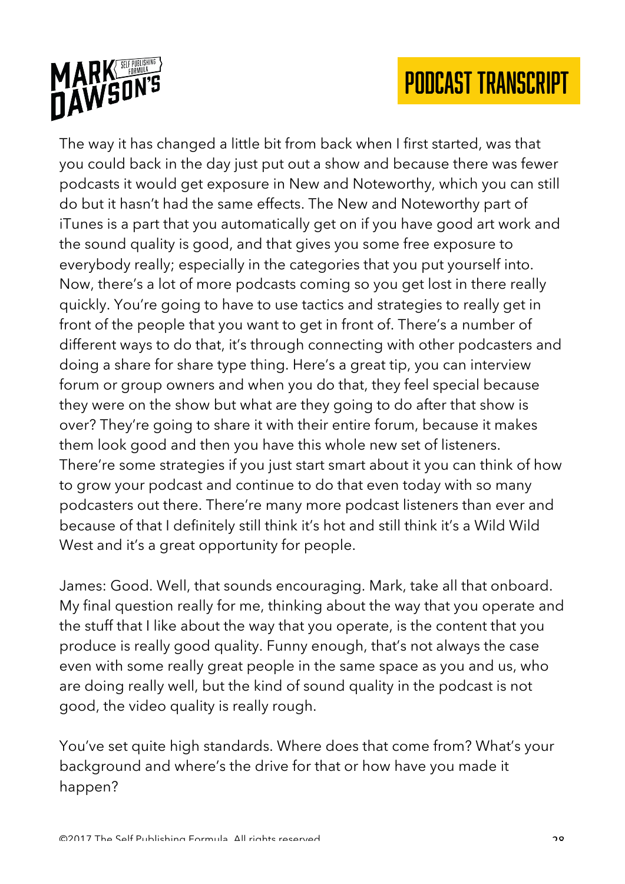The way it has changed a little bit from back when I first started, was that you could back in the day just put out a show and because there was fewer podcasts it would get exposure in New and Noteworthy, which you can still do but it hasn't had the same effects. The New and Noteworthy part of iTunes is a part that you automatically get on if you have good art work and the sound quality is good, and that gives you some free exposure to everybody really; especially in the categories that you put yourself into. Now, there's a lot of more podcasts coming so you get lost in there really quickly. You're going to have to use tactics and strategies to really get in front of the people that you want to get in front of. There's a number of different ways to do that, it's through connecting with other podcasters and doing a share for share type thing. Here's a great tip, you can interview forum or group owners and when you do that, they feel special because they were on the show but what are they going to do after that show is over? They're going to share it with their entire forum, because it makes them look good and then you have this whole new set of listeners. There're some strategies if you just start smart about it you can think of how to grow your podcast and continue to do that even today with so many podcasters out there. There're many more podcast listeners than ever and because of that I definitely still think it's hot and still think it's a Wild Wild West and it's a great opportunity for people.

James: Good. Well, that sounds encouraging. Mark, take all that onboard. My final question really for me, thinking about the way that you operate and the stuff that I like about the way that you operate, is the content that you produce is really good quality. Funny enough, that's not always the case even with some really great people in the same space as you and us, who are doing really well, but the kind of sound quality in the podcast is not good, the video quality is really rough.

You've set quite high standards. Where does that come from? What's your background and where's the drive for that or how have you made it happen?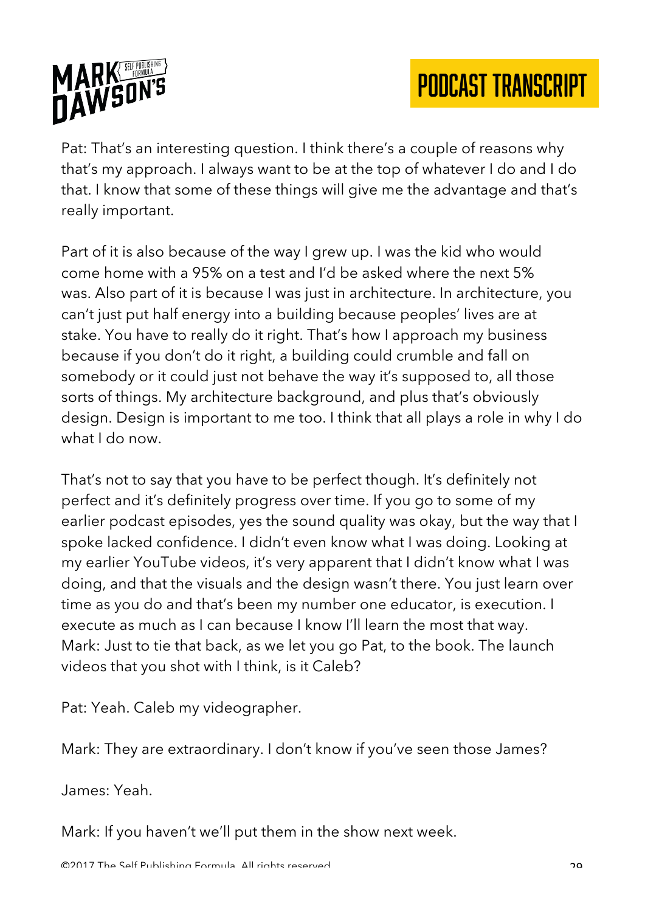Pat: That's an interesting question. I think there's a couple of reasons why that's my approach. I always want to be at the top of whatever I do and I do that. I know that some of these things will give me the advantage and that's really important.

Part of it is also because of the way I grew up. I was the kid who would come home with a 95% on a test and I'd be asked where the next 5% was. Also part of it is because I was just in architecture. In architecture, you can't just put half energy into a building because peoples' lives are at stake. You have to really do it right. That's how I approach my business because if you don't do it right, a building could crumble and fall on somebody or it could just not behave the way it's supposed to, all those sorts of things. My architecture background, and plus that's obviously design. Design is important to me too. I think that all plays a role in why I do what I do now.

That's not to say that you have to be perfect though. It's definitely not perfect and it's definitely progress over time. If you go to some of my earlier podcast episodes, yes the sound quality was okay, but the way that I spoke lacked confidence. I didn't even know what I was doing. Looking at my earlier YouTube videos, it's very apparent that I didn't know what I was doing, and that the visuals and the design wasn't there. You just learn over time as you do and that's been my number one educator, is execution. I execute as much as I can because I know I'll learn the most that way.
Mark: Just to tie that back, as we let you go Pat, to the book. The launch videos that you shot with I think, is it Caleb?

Pat: Yeah. Caleb my videographer.

Mark: They are extraordinary. I don't know if you've seen those James?

James: Yeah.

Mark: If you haven't we'll put them in the show next week.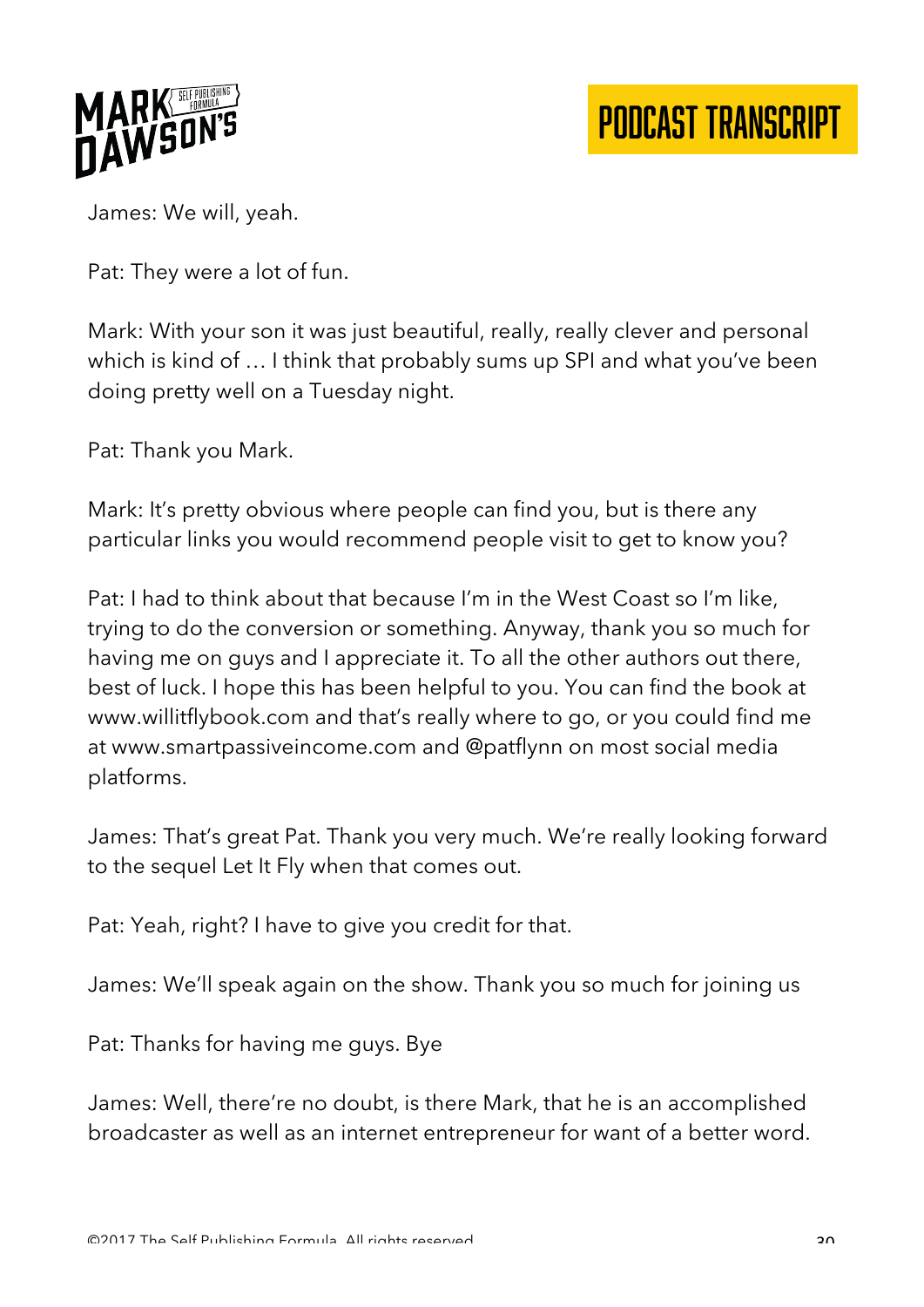James: We will, yeah.

Pat: They were a lot of fun.

Mark: With your son it was just beautiful, really, really clever and personal which is kind of … I think that probably sums up SPI and what you've been doing pretty well on a Tuesday night.

Pat: Thank you Mark.

Mark: It's pretty obvious where people can find you, but is there any particular links you would recommend people visit to get to know you?

Pat: I had to think about that because I'm in the West Coast so I'm like, trying to do the conversion or something. Anyway, thank you so much for having me on guys and I appreciate it. To all the other authors out there, best of luck. I hope this has been helpful to you. You can find the book at www.willitflybook.com and that's really where to go, or you could find me at www.smartpassiveincome.com and @patflynn on most social media platforms.

James: That's great Pat. Thank you very much. We're really looking forward to the sequel Let It Fly when that comes out.

Pat: Yeah, right? I have to give you credit for that.

James: We'll speak again on the show. Thank you so much for joining us

Pat: Thanks for having me guys. Bye

James: Well, there're no doubt, is there Mark, that he is an accomplished broadcaster as well as an internet entrepreneur for want of a better word.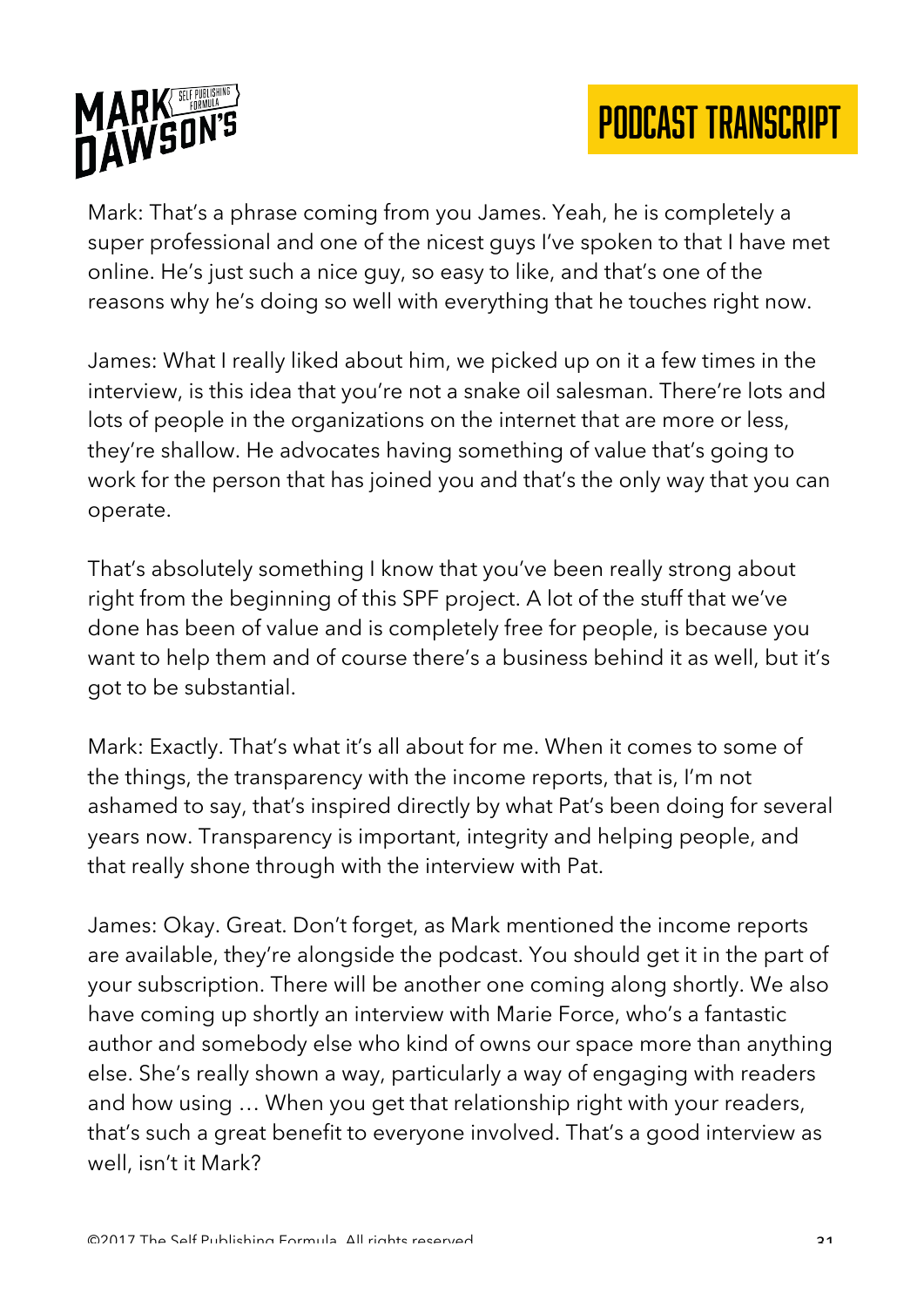Mark: That's a phrase coming from you James. Yeah, he is completely a super professional and one of the nicest guys I've spoken to that I have met online. He's just such a nice guy, so easy to like, and that's one of the reasons why he's doing so well with everything that he touches right now.

James: What I really liked about him, we picked up on it a few times in the interview, is this idea that you're not a snake oil salesman. There're lots and lots of people in the organizations on the internet that are more or less, they're shallow. He advocates having something of value that's going to work for the person that has joined you and that's the only way that you can operate.

That's absolutely something I know that you've been really strong about right from the beginning of this SPF project. A lot of the stuff that we've done has been of value and is completely free for people, is because you want to help them and of course there's a business behind it as well, but it's got to be substantial.

Mark: Exactly. That's what it's all about for me. When it comes to some of the things, the transparency with the income reports, that is, I'm not ashamed to say, that's inspired directly by what Pat's been doing for several years now. Transparency is important, integrity and helping people, and that really shone through with the interview with Pat.

James: Okay. Great. Don't forget, as Mark mentioned the income reports are available, they're alongside the podcast. You should get it in the part of your subscription. There will be another one coming along shortly. We also have coming up shortly an interview with Marie Force, who's a fantastic author and somebody else who kind of owns our space more than anything else. She's really shown a way, particularly a way of engaging with readers and how using … When you get that relationship right with your readers, that's such a great benefit to everyone involved. That's a good interview as well, isn't it Mark?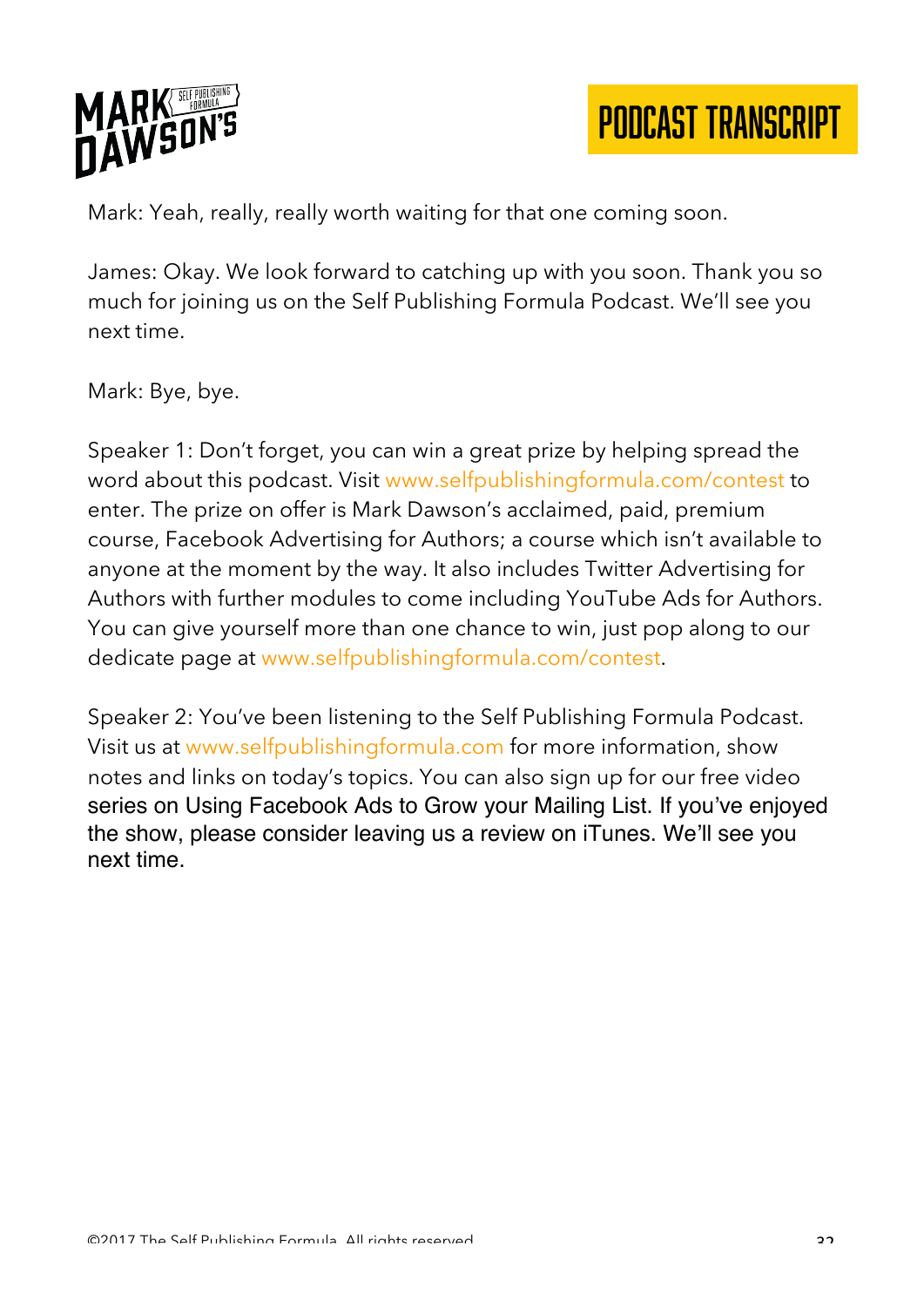Mark: Yeah, really, really worth waiting for that one coming soon.

James: Okay. We look forward to catching up with you soon. Thank you so much for joining us on the Self Publishing Formula Podcast. We'll see you next time.

Mark: Bye, bye.

Speaker 1: Don't forget, you can win a great prize by helping spread the word about this podcast. Visit www.selfpublishingformula.com/contest to enter. The prize on offer is Mark Dawson's acclaimed, paid, premium course, Facebook Advertising for Authors; a course which isn't available to anyone at the moment by the way. It also includes Twitter Advertising for Authors with further modules to come including YouTube Ads for Authors. You can give yourself more than one chance to win, just pop along to our dedicate page at www.selfpublishingformula.com/contest.

Speaker 2: You've been listening to the Self Publishing Formula Podcast. Visit us at www.selfpublishingformula.com for more information, show notes and links on today's topics. You can also sign up for our free video series on Using Facebook Ads to Grow your Mailing List. If you've enjoyed the show, please consider leaving us a review on iTunes. We'll see you next time.